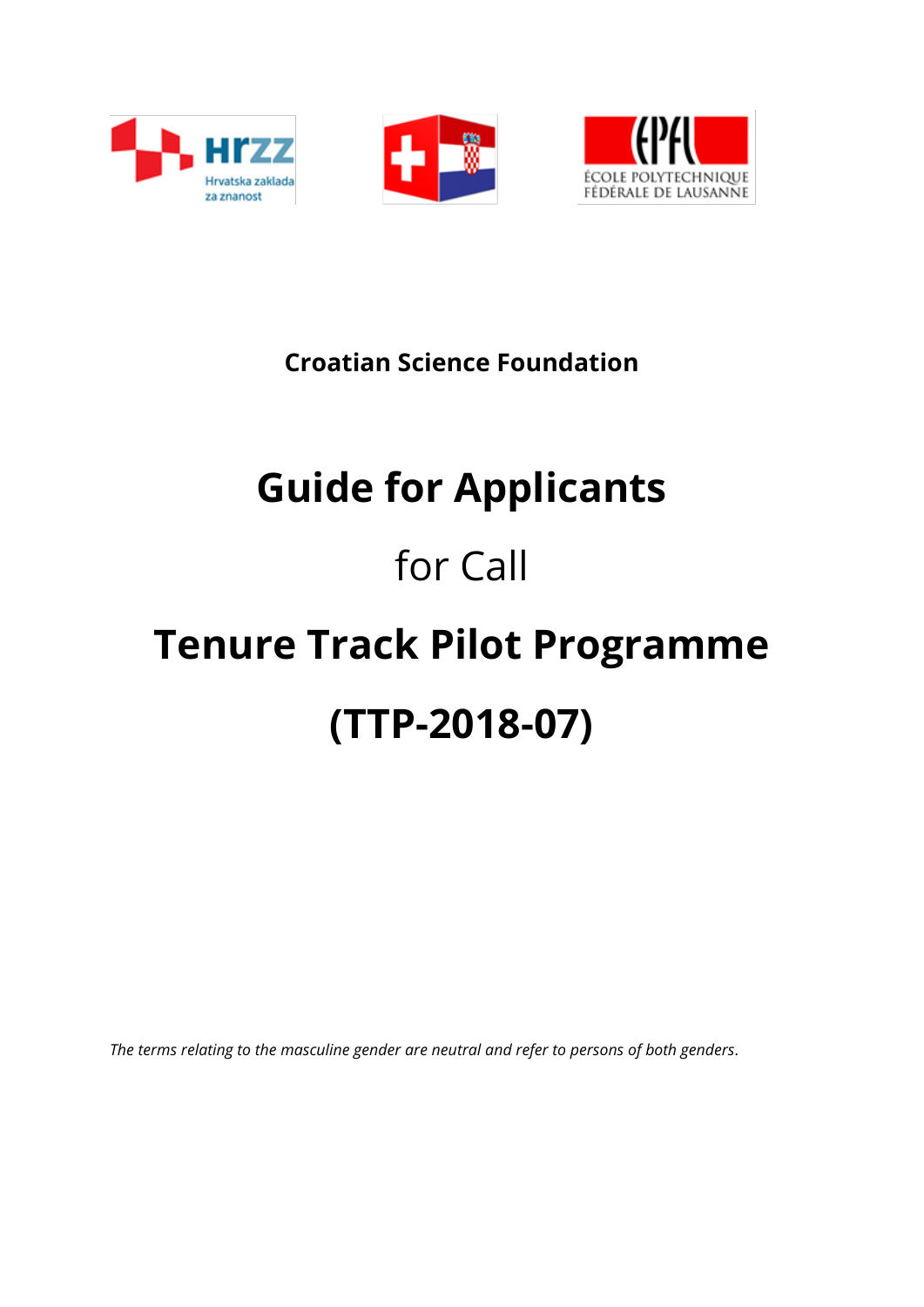**Croatian Science Foundation**

# Guide for Applicants

for Call

# Tenure Track Pilot Programme

# (TTP-2018-07)

*The terms relating to the masculine gender are neutral and refer to persons of both genders.*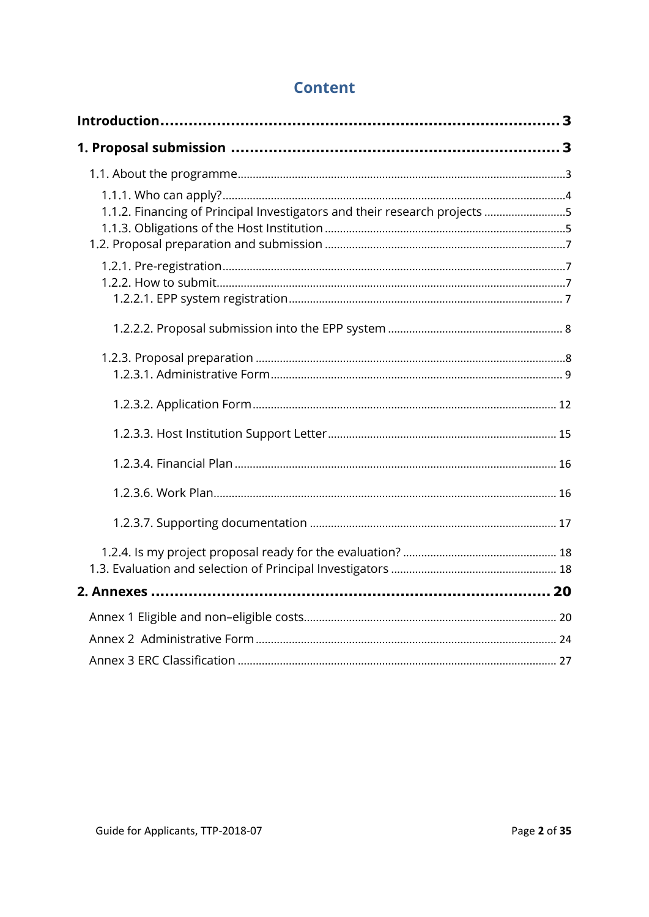# Content

**Introduction** ........................................................................ **3**

**1. Proposal submission** ........................................................ **3**

- 1.1. About the programme ........................................................ 3
  - 1.1.1. Who can apply? ........................................................ 4
  - 1.1.2. Financing of Principal Investigators and their research projects ........ 5
  - 1.1.3. Obligations of the Host Institution ........................................ 5
- 1.2. Proposal preparation and submission ........................................ 7
  - 1.2.1. Pre-registration ........................................................ 7
  - 1.2.2. How to submit ........................................................ 7
    - 1.2.2.1. EPP system registration ........................................ 7
    - 1.2.2.2. Proposal submission into the EPP system ........................ 8
  - 1.2.3. Proposal preparation ........................................................ 8
    - 1.2.3.1. Administrative Form ........................................ 9
    - 1.2.3.2. Application Form ........................................ 12
    - 1.2.3.3. Host Institution Support Letter ........................................ 15
    - 1.2.3.4. Financial Plan ........................................ 16
    - 1.2.3.6. Work Plan ........................................ 16
    - 1.2.3.7. Supporting documentation ........................................ 17
  - 1.2.4. Is my project proposal ready for the evaluation? ........................ 18
- 1.3. Evaluation and selection of Principal Investigators ........................ 18

**2. Annexes** ........................................................................ **20**

- Annex 1 Eligible and non–eligible costs ........................................ 20
- Annex 2 Administrative Form ........................................ 24
- Annex 3 ERC Classification ........................................ 27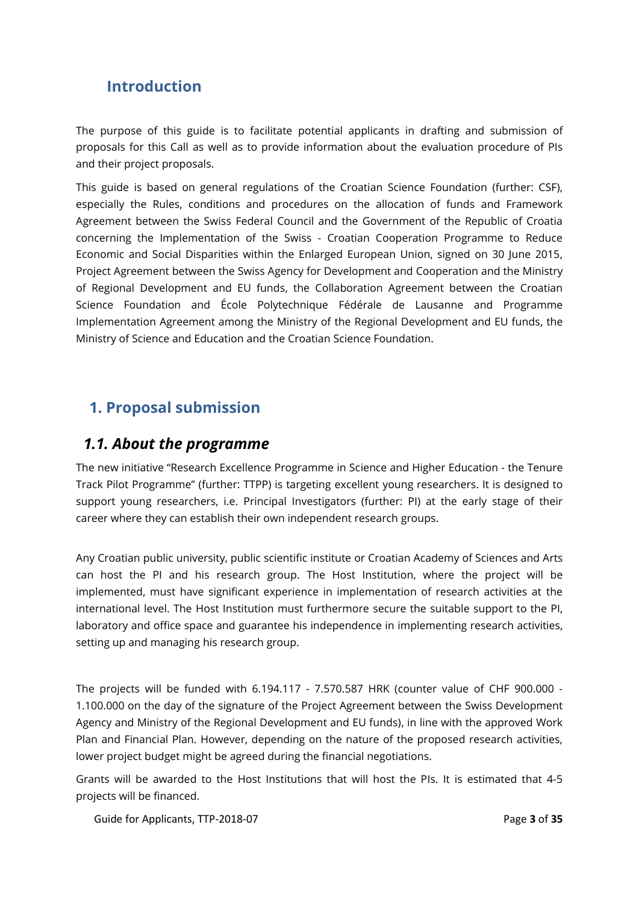## Introduction

The purpose of this guide is to facilitate potential applicants in drafting and submission of proposals for this Call as well as to provide information about the evaluation procedure of PIs and their project proposals.

This guide is based on general regulations of the Croatian Science Foundation (further: CSF), especially the Rules, conditions and procedures on the allocation of funds and Framework Agreement between the Swiss Federal Council and the Government of the Republic of Croatia concerning the Implementation of the Swiss - Croatian Cooperation Programme to Reduce Economic and Social Disparities within the Enlarged European Union, signed on 30 June 2015, Project Agreement between the Swiss Agency for Development and Cooperation and the Ministry of Regional Development and EU funds, the Collaboration Agreement between the Croatian Science Foundation and École Polytechnique Fédérale de Lausanne and Programme Implementation Agreement among the Ministry of the Regional Development and EU funds, the Ministry of Science and Education and the Croatian Science Foundation.

## 1. Proposal submission

### *1.1. About the programme*

The new initiative "Research Excellence Programme in Science and Higher Education - the Tenure Track Pilot Programme" (further: TTPP) is targeting excellent young researchers. It is designed to support young researchers, i.e. Principal Investigators (further: PI) at the early stage of their career where they can establish their own independent research groups.

Any Croatian public university, public scientific institute or Croatian Academy of Sciences and Arts can host the PI and his research group. The Host Institution, where the project will be implemented, must have significant experience in implementation of research activities at the international level. The Host Institution must furthermore secure the suitable support to the PI, laboratory and office space and guarantee his independence in implementing research activities, setting up and managing his research group.

The projects will be funded with 6.194.117 - 7.570.587 HRK (counter value of CHF 900.000 - 1.100.000 on the day of the signature of the Project Agreement between the Swiss Development Agency and Ministry of the Regional Development and EU funds), in line with the approved Work Plan and Financial Plan. However, depending on the nature of the proposed research activities, lower project budget might be agreed during the financial negotiations.

Grants will be awarded to the Host Institutions that will host the PIs. It is estimated that 4-5 projects will be financed.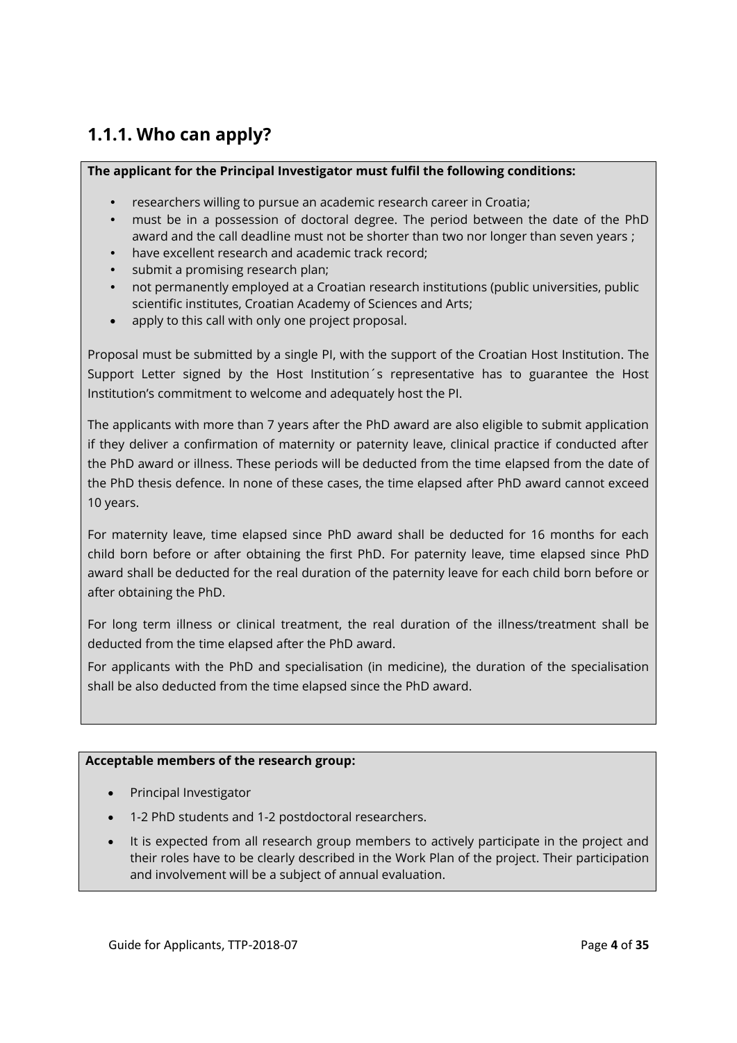### 1.1.1. Who can apply?

**The applicant for the Principal Investigator must fulfil the following conditions:**

- researchers willing to pursue an academic research career in Croatia;
- must be in a possession of doctoral degree. The period between the date of the PhD award and the call deadline must not be shorter than two nor longer than seven years ;
- have excellent research and academic track record;
- submit a promising research plan;
- not permanently employed at a Croatian research institutions (public universities, public scientific institutes, Croatian Academy of Sciences and Arts;
- apply to this call with only one project proposal.

Proposal must be submitted by a single PI, with the support of the Croatian Host Institution. The Support Letter signed by the Host Institution´s representative has to guarantee the Host Institution's commitment to welcome and adequately host the PI.

The applicants with more than 7 years after the PhD award are also eligible to submit application if they deliver a confirmation of maternity or paternity leave, clinical practice if conducted after the PhD award or illness. These periods will be deducted from the time elapsed from the date of the PhD thesis defence. In none of these cases, the time elapsed after PhD award cannot exceed 10 years.

For maternity leave, time elapsed since PhD award shall be deducted for 16 months for each child born before or after obtaining the first PhD. For paternity leave, time elapsed since PhD award shall be deducted for the real duration of the paternity leave for each child born before or after obtaining the PhD.

For long term illness or clinical treatment, the real duration of the illness/treatment shall be deducted from the time elapsed after the PhD award.

For applicants with the PhD and specialisation (in medicine), the duration of the specialisation shall be also deducted from the time elapsed since the PhD award.

**Acceptable members of the research group:**

- Principal Investigator
- 1-2 PhD students and 1-2 postdoctoral researchers.
- It is expected from all research group members to actively participate in the project and their roles have to be clearly described in the Work Plan of the project. Their participation and involvement will be a subject of annual evaluation.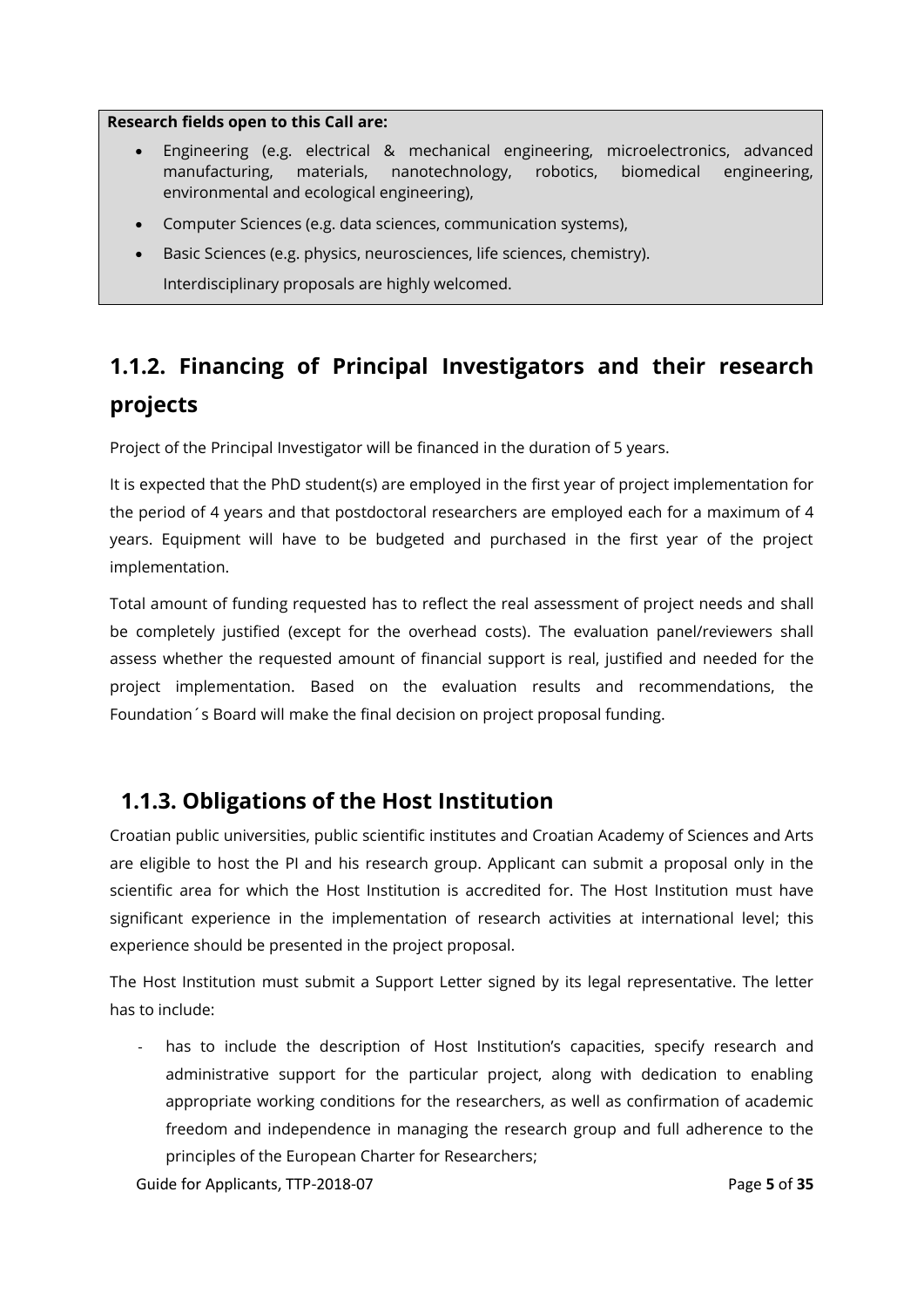**Research fields open to this Call are:**

- Engineering (e.g. electrical & mechanical engineering, microelectronics, advanced manufacturing, materials, nanotechnology, robotics, biomedical engineering, environmental and ecological engineering),
- Computer Sciences (e.g. data sciences, communication systems),
- Basic Sciences (e.g. physics, neurosciences, life sciences, chemistry).

  Interdisciplinary proposals are highly welcomed.

## 1.1.2. Financing of Principal Investigators and their research projects

Project of the Principal Investigator will be financed in the duration of 5 years.

It is expected that the PhD student(s) are employed in the first year of project implementation for the period of 4 years and that postdoctoral researchers are employed each for a maximum of 4 years. Equipment will have to be budgeted and purchased in the first year of the project implementation.

Total amount of funding requested has to reflect the real assessment of project needs and shall be completely justified (except for the overhead costs). The evaluation panel/reviewers shall assess whether the requested amount of financial support is real, justified and needed for the project implementation. Based on the evaluation results and recommendations, the Foundation´s Board will make the final decision on project proposal funding.

## 1.1.3. Obligations of the Host Institution

Croatian public universities, public scientific institutes and Croatian Academy of Sciences and Arts are eligible to host the PI and his research group. Applicant can submit a proposal only in the scientific area for which the Host Institution is accredited for. The Host Institution must have significant experience in the implementation of research activities at international level; this experience should be presented in the project proposal.

The Host Institution must submit a Support Letter signed by its legal representative. The letter has to include:

- has to include the description of Host Institution's capacities, specify research and administrative support for the particular project, along with dedication to enabling appropriate working conditions for the researchers, as well as confirmation of academic freedom and independence in managing the research group and full adherence to the principles of the European Charter for Researchers;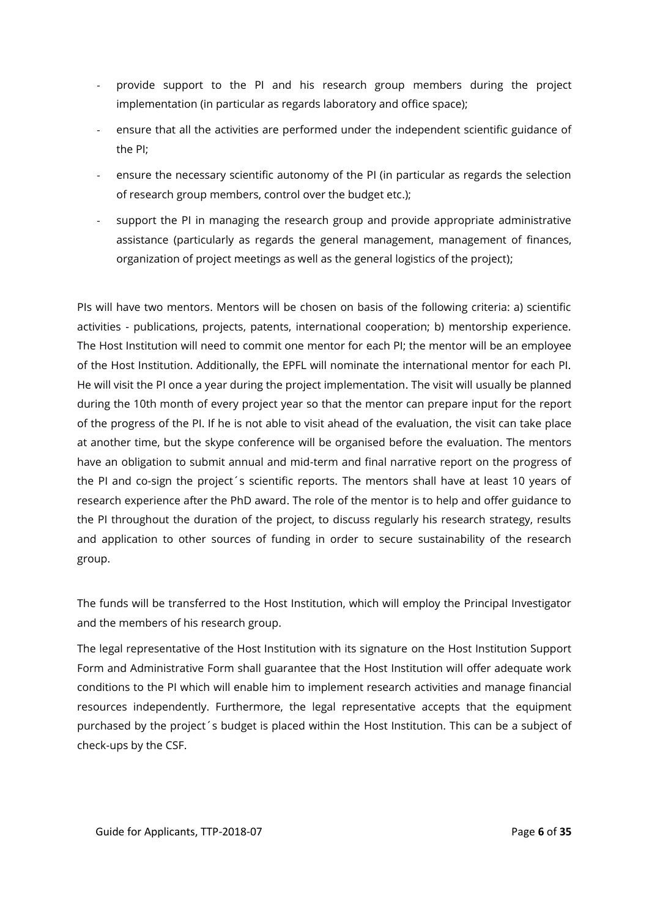- provide support to the PI and his research group members during the project implementation (in particular as regards laboratory and office space);
- ensure that all the activities are performed under the independent scientific guidance of the PI;
- ensure the necessary scientific autonomy of the PI (in particular as regards the selection of research group members, control over the budget etc.);
- support the PI in managing the research group and provide appropriate administrative assistance (particularly as regards the general management, management of finances, organization of project meetings as well as the general logistics of the project);

PIs will have two mentors. Mentors will be chosen on basis of the following criteria: a) scientific activities - publications, projects, patents, international cooperation; b) mentorship experience. The Host Institution will need to commit one mentor for each PI; the mentor will be an employee of the Host Institution. Additionally, the EPFL will nominate the international mentor for each PI. He will visit the PI once a year during the project implementation. The visit will usually be planned during the 10th month of every project year so that the mentor can prepare input for the report of the progress of the PI. If he is not able to visit ahead of the evaluation, the visit can take place at another time, but the skype conference will be organised before the evaluation. The mentors have an obligation to submit annual and mid-term and final narrative report on the progress of the PI and co-sign the project´s scientific reports. The mentors shall have at least 10 years of research experience after the PhD award. The role of the mentor is to help and offer guidance to the PI throughout the duration of the project, to discuss regularly his research strategy, results and application to other sources of funding in order to secure sustainability of the research group.

The funds will be transferred to the Host Institution, which will employ the Principal Investigator and the members of his research group.

The legal representative of the Host Institution with its signature on the Host Institution Support Form and Administrative Form shall guarantee that the Host Institution will offer adequate work conditions to the PI which will enable him to implement research activities and manage financial resources independently. Furthermore, the legal representative accepts that the equipment purchased by the project´s budget is placed within the Host Institution. This can be a subject of check-ups by the CSF.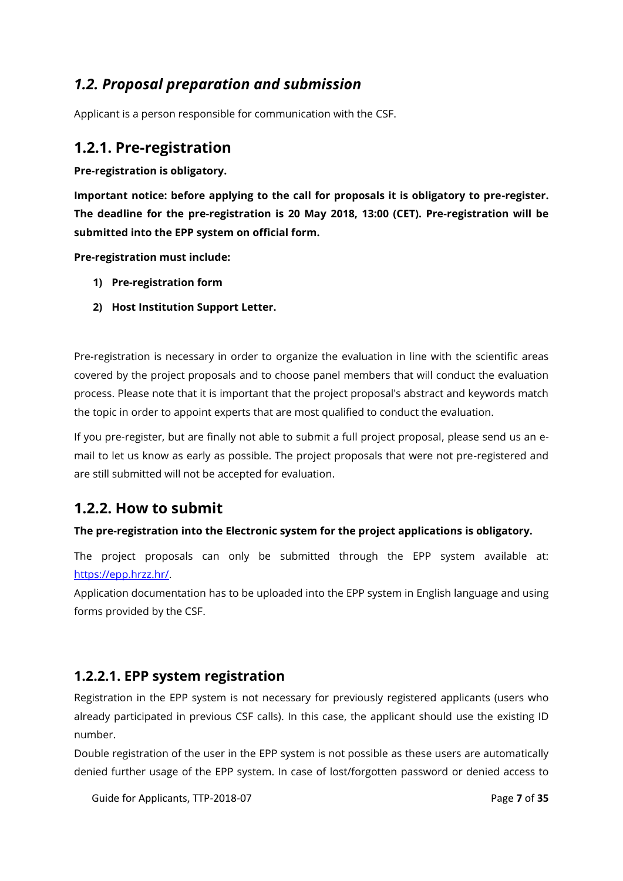## *1.2. Proposal preparation and submission*

Applicant is a person responsible for communication with the CSF.

### 1.2.1. Pre-registration

**Pre-registration is obligatory.**

**Important notice: before applying to the call for proposals it is obligatory to pre-register. The deadline for the pre-registration is 20 May 2018, 13:00 (CET). Pre-registration will be submitted into the EPP system on official form.**

**Pre-registration must include:**

1) **Pre-registration form**
2) **Host Institution Support Letter.**

Pre-registration is necessary in order to organize the evaluation in line with the scientific areas covered by the project proposals and to choose panel members that will conduct the evaluation process. Please note that it is important that the project proposal's abstract and keywords match the topic in order to appoint experts that are most qualified to conduct the evaluation.

If you pre-register, but are finally not able to submit a full project proposal, please send us an e-mail to let us know as early as possible. The project proposals that were not pre-registered and are still submitted will not be accepted for evaluation.

### 1.2.2. How to submit

**The pre-registration into the Electronic system for the project applications is obligatory.**

The project proposals can only be submitted through the EPP system available at: [https://epp.hrzz.hr/](https://epp.hrzz.hr/).
Application documentation has to be uploaded into the EPP system in English language and using forms provided by the CSF.

#### 1.2.2.1. EPP system registration

Registration in the EPP system is not necessary for previously registered applicants (users who already participated in previous CSF calls). In this case, the applicant should use the existing ID number.
Double registration of the user in the EPP system is not possible as these users are automatically denied further usage of the EPP system. In case of lost/forgotten password or denied access to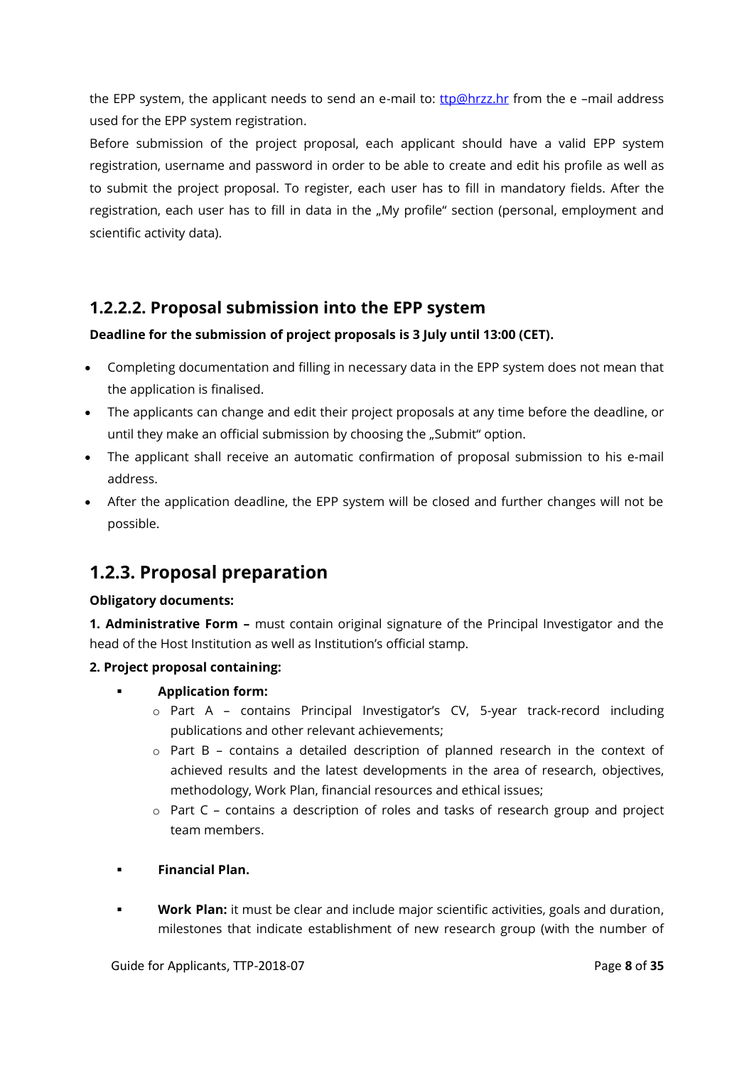the EPP system, the applicant needs to send an e-mail to: ttp@hrzz.hr from the e –mail address used for the EPP system registration.

Before submission of the project proposal, each applicant should have a valid EPP system registration, username and password in order to be able to create and edit his profile as well as to submit the project proposal. To register, each user has to fill in mandatory fields. After the registration, each user has to fill in data in the „My profile“ section (personal, employment and scientific activity data).

### 1.2.2.2. Proposal submission into the EPP system

**Deadline for the submission of project proposals is 3 July until 13:00 (CET).**

- Completing documentation and filling in necessary data in the EPP system does not mean that the application is finalised.
- The applicants can change and edit their project proposals at any time before the deadline, or until they make an official submission by choosing the „Submit“ option.
- The applicant shall receive an automatic confirmation of proposal submission to his e-mail address.
- After the application deadline, the EPP system will be closed and further changes will not be possible.

## 1.2.3. Proposal preparation

**Obligatory documents:**

**1. Administrative Form –** must contain original signature of the Principal Investigator and the head of the Host Institution as well as Institution's official stamp.

**2. Project proposal containing:**

- **Application form:**
  - Part A – contains Principal Investigator's CV, 5-year track-record including publications and other relevant achievements;
  - Part B – contains a detailed description of planned research in the context of achieved results and the latest developments in the area of research, objectives, methodology, Work Plan, financial resources and ethical issues;
  - Part C – contains a description of roles and tasks of research group and project team members.

- **Financial Plan.**

- **Work Plan:** it must be clear and include major scientific activities, goals and duration, milestones that indicate establishment of new research group (with the number of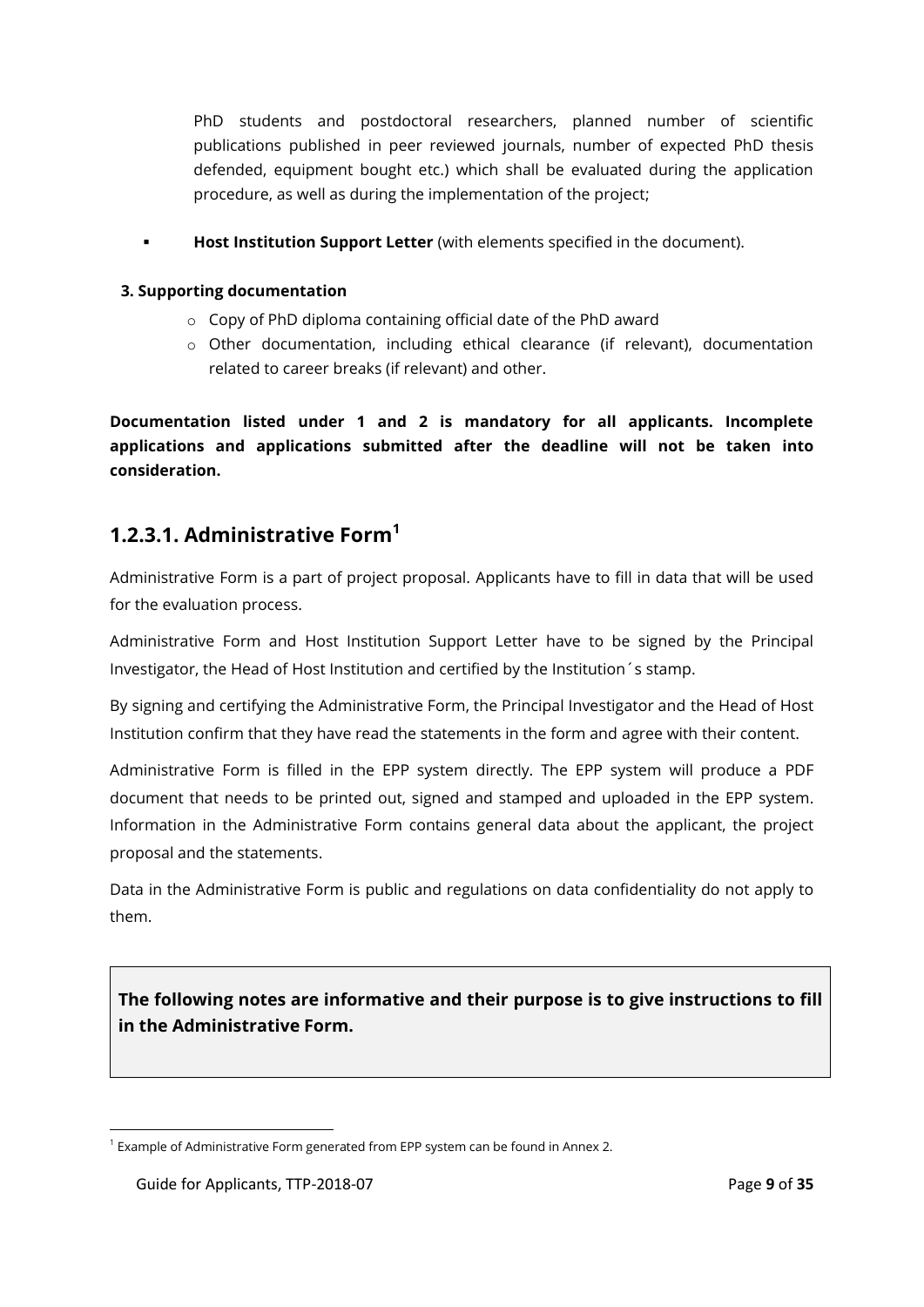PhD students and postdoctoral researchers, planned number of scientific publications published in peer reviewed journals, number of expected PhD thesis defended, equipment bought etc.) which shall be evaluated during the application procedure, as well as during the implementation of the project;

- **Host Institution Support Letter** (with elements specified in the document).

**3. Supporting documentation**

- Copy of PhD diploma containing official date of the PhD award
- Other documentation, including ethical clearance (if relevant), documentation related to career breaks (if relevant) and other.

**Documentation listed under 1 and 2 is mandatory for all applicants. Incomplete applications and applications submitted after the deadline will not be taken into consideration.**

## 1.2.3.1. Administrative Form[1]

Administrative Form is a part of project proposal. Applicants have to fill in data that will be used for the evaluation process.

Administrative Form and Host Institution Support Letter have to be signed by the Principal Investigator, the Head of Host Institution and certified by the Institution´s stamp.

By signing and certifying the Administrative Form, the Principal Investigator and the Head of Host Institution confirm that they have read the statements in the form and agree with their content.

Administrative Form is filled in the EPP system directly. The EPP system will produce a PDF document that needs to be printed out, signed and stamped and uploaded in the EPP system. Information in the Administrative Form contains general data about the applicant, the project proposal and the statements.

Data in the Administrative Form is public and regulations on data confidentiality do not apply to them.

**The following notes are informative and their purpose is to give instructions to fill in the Administrative Form.**

[1] Example of Administrative Form generated from EPP system can be found in Annex 2.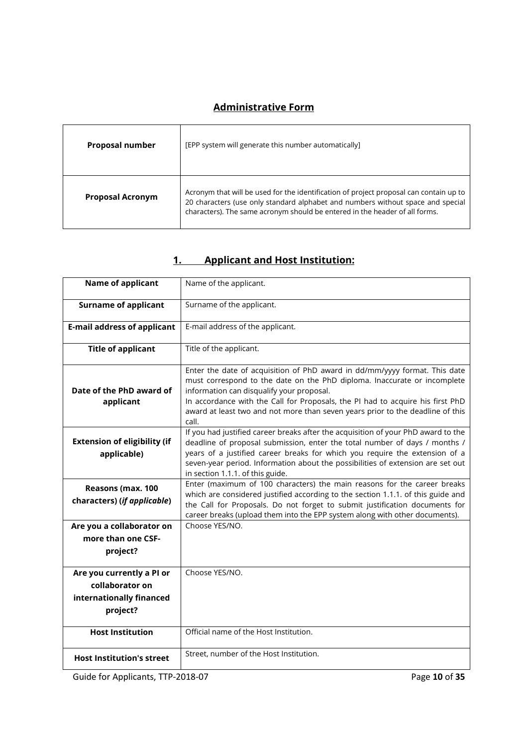## Administrative Form

| | |
|---|---|
| **Proposal number** | [EPP system will generate this number automatically] |
| **Proposal Acronym** | Acronym that will be used for the identification of project proposal can contain up to 20 characters (use only standard alphabet and numbers without space and special characters). The same acronym should be entered in the header of all forms. |

## 1. Applicant and Host Institution:

| | |
|---|---|
| **Name of applicant** | Name of the applicant. |
| **Surname of applicant** | Surname of the applicant. |
| **E-mail address of applicant** | E-mail address of the applicant. |
| **Title of applicant** | Title of the applicant. |
| **Date of the PhD award of applicant** | Enter the date of acquisition of PhD award in dd/mm/yyyy format. This date must correspond to the date on the PhD diploma. Inaccurate or incomplete information can disqualify your proposal. In accordance with the Call for Proposals, the PI had to acquire his first PhD award at least two and not more than seven years prior to the deadline of this call. |
| **Extension of eligibility (if applicable)** | If you had justified career breaks after the acquisition of your PhD award to the deadline of proposal submission, enter the total number of days / months / years of a justified career breaks for which you require the extension of a seven-year period. Information about the possibilities of extension are set out in section 1.1.1. of this guide. |
| **Reasons (max. 100 characters) (*if applicable*)** | Enter (maximum of 100 characters) the main reasons for the career breaks which are considered justified according to the section 1.1.1. of this guide and the Call for Proposals. Do not forget to submit justification documents for career breaks (upload them into the EPP system along with other documents). |
| **Are you a collaborator on more than one CSF-project?** | Choose YES/NO. |
| **Are you currently a PI or collaborator on internationally financed project?** | Choose YES/NO. |
| **Host Institution** | Official name of the Host Institution. |
| **Host Institution's street** | Street, number of the Host Institution. |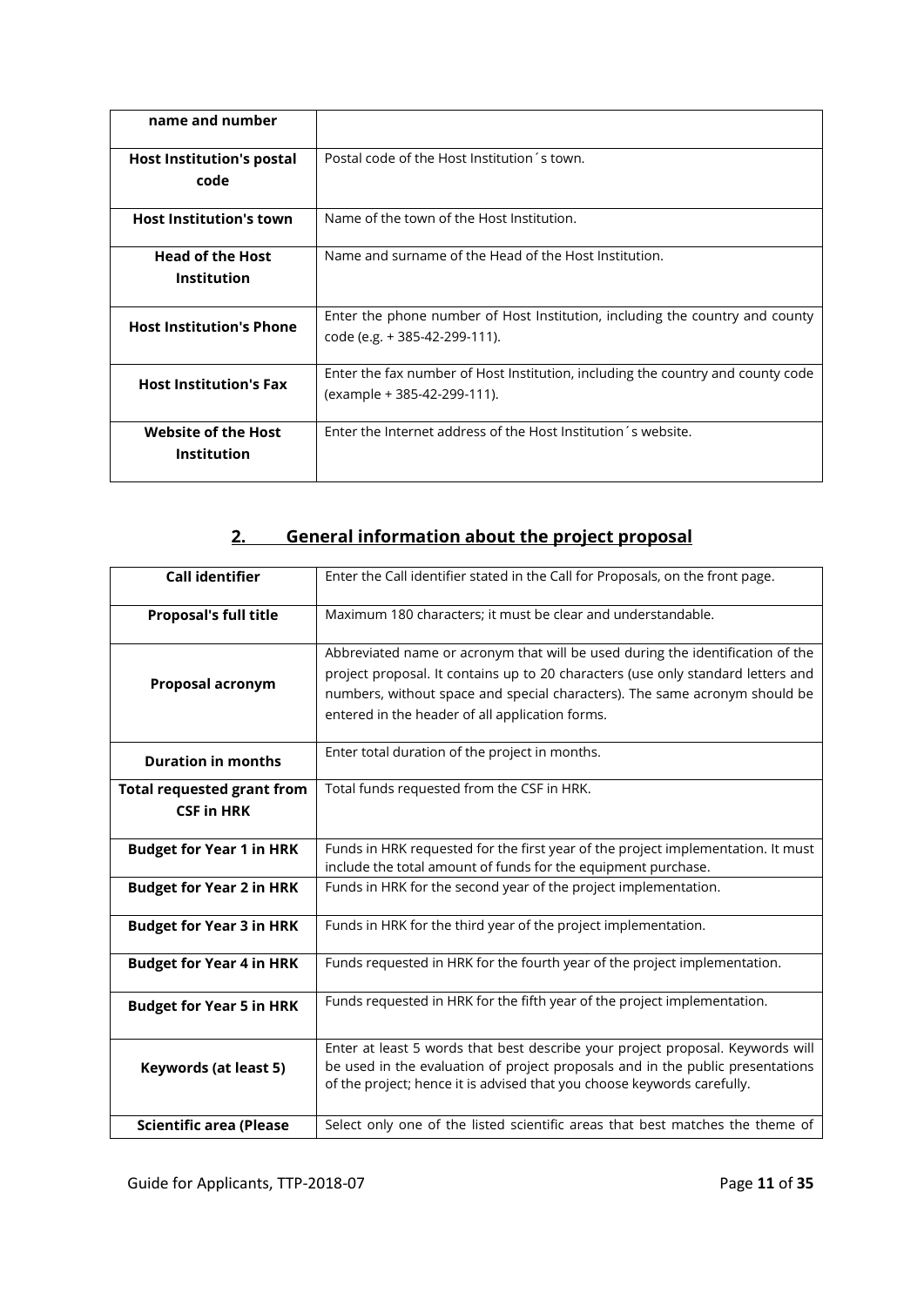| name and number | |
|---|---|
| **Host Institution's postal code** | Postal code of the Host Institution´s town. |
| **Host Institution's town** | Name of the town of the Host Institution. |
| **Head of the Host Institution** | Name and surname of the Head of the Host Institution. |
| **Host Institution's Phone** | Enter the phone number of Host Institution, including the country and county code (e.g. + 385-42-299-111). |
| **Host Institution's Fax** | Enter the fax number of Host Institution, including the country and county code (example + 385-42-299-111). |
| **Website of the Host Institution** | Enter the Internet address of the Host Institution´s website. |

## 2. General information about the project proposal

| Call identifier | Enter the Call identifier stated in the Call for Proposals, on the front page. |
|---|---|
| **Proposal's full title** | Maximum 180 characters; it must be clear and understandable. |
| **Proposal acronym** | Abbreviated name or acronym that will be used during the identification of the project proposal. It contains up to 20 characters (use only standard letters and numbers, without space and special characters). The same acronym should be entered in the header of all application forms. |
| **Duration in months** | Enter total duration of the project in months. |
| **Total requested grant from CSF in HRK** | Total funds requested from the CSF in HRK. |
| **Budget for Year 1 in HRK** | Funds in HRK requested for the first year of the project implementation. It must include the total amount of funds for the equipment purchase. |
| **Budget for Year 2 in HRK** | Funds in HRK for the second year of the project implementation. |
| **Budget for Year 3 in HRK** | Funds in HRK for the third year of the project implementation. |
| **Budget for Year 4 in HRK** | Funds requested in HRK for the fourth year of the project implementation. |
| **Budget for Year 5 in HRK** | Funds requested in HRK for the fifth year of the project implementation. |
| **Keywords (at least 5)** | Enter at least 5 words that best describe your project proposal. Keywords will be used in the evaluation of project proposals and in the public presentations of the project; hence it is advised that you choose keywords carefully. |
| **Scientific area (Please** | Select only one of the listed scientific areas that best matches the theme of |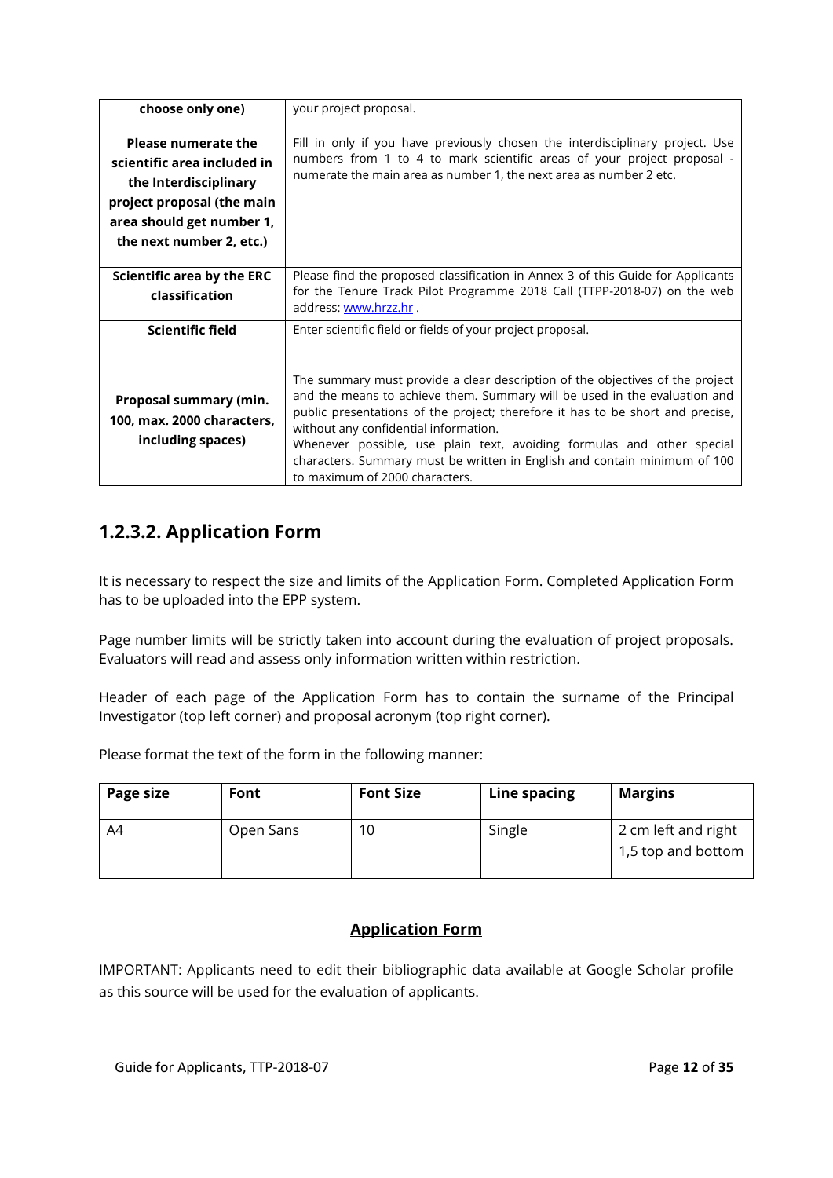| choose only one) | your project proposal. |
|---|---|
| **Please numerate the scientific area included in the Interdisciplinary project proposal (the main area should get number 1, the next number 2, etc.)** | Fill in only if you have previously chosen the interdisciplinary project. Use numbers from 1 to 4 to mark scientific areas of your project proposal - numerate the main area as number 1, the next area as number 2 etc. |
| **Scientific area by the ERC classification** | Please find the proposed classification in Annex 3 of this Guide for Applicants for the Tenure Track Pilot Programme 2018 Call (TTPP-2018-07) on the web address: [www.hrzz.hr](www.hrzz.hr) . |
| **Scientific field** | Enter scientific field or fields of your project proposal. |
| **Proposal summary (min. 100, max. 2000 characters, including spaces)** | The summary must provide a clear description of the objectives of the project and the means to achieve them. Summary will be used in the evaluation and public presentations of the project; therefore it has to be short and precise, without any confidential information. Whenever possible, use plain text, avoiding formulas and other special characters. Summary must be written in English and contain minimum of 100 to maximum of 2000 characters. |

## 1.2.3.2. Application Form

It is necessary to respect the size and limits of the Application Form. Completed Application Form has to be uploaded into the EPP system.

Page number limits will be strictly taken into account during the evaluation of project proposals. Evaluators will read and assess only information written within restriction.

Header of each page of the Application Form has to contain the surname of the Principal Investigator (top left corner) and proposal acronym (top right corner).

Please format the text of the form in the following manner:

| Page size | Font | Font Size | Line spacing | Margins |
|---|---|---|---|---|
| A4 | Open Sans | 10 | Single | 2 cm left and right 1,5 top and bottom |

**Application Form**

IMPORTANT: Applicants need to edit their bibliographic data available at Google Scholar profile as this source will be used for the evaluation of applicants.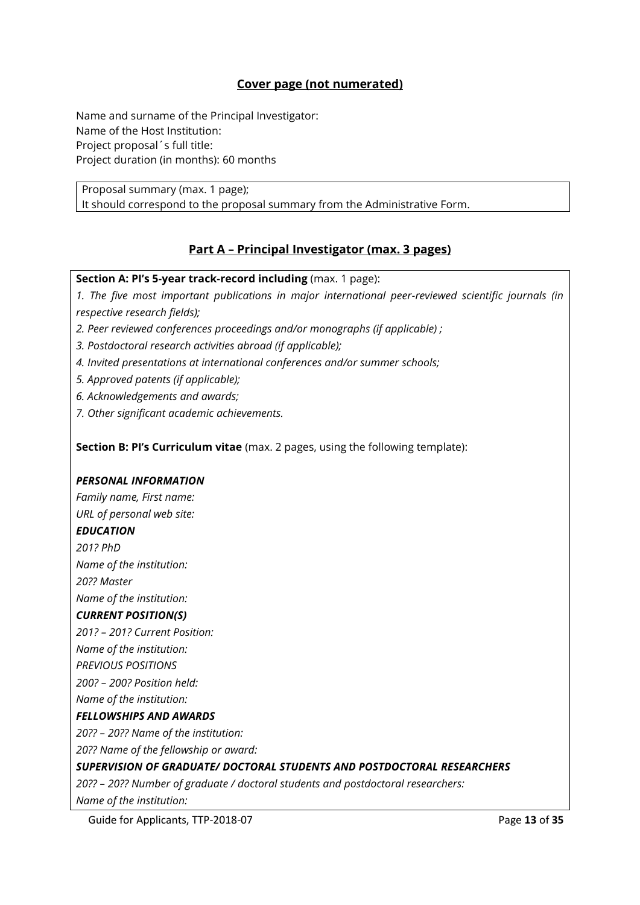## Cover page (not numerated)

Name and surname of the Principal Investigator:
Name of the Host Institution:
Project proposal´s full title:
Project duration (in months): 60 months

Proposal summary (max. 1 page);
It should correspond to the proposal summary from the Administrative Form.

## Part A – Principal Investigator (max. 3 pages)

**Section A: PI's 5-year track-record including** (max. 1 page):

*1. The five most important publications in major international peer-reviewed scientific journals (in respective research fields);*

*2. Peer reviewed conferences proceedings and/or monographs (if applicable) ;*

*3. Postdoctoral research activities abroad (if applicable);*

*4. Invited presentations at international conferences and/or summer schools;*

*5. Approved patents (if applicable);*

*6. Acknowledgements and awards;*

*7. Other significant academic achievements.*

**Section B: PI's Curriculum vitae** (max. 2 pages, using the following template):

***PERSONAL INFORMATION***

*Family name, First name:*

*URL of personal web site:*

***EDUCATION***

*201? PhD*

*Name of the institution:*

*20?? Master*

*Name of the institution:*

***CURRENT POSITION(S)***

*201? – 201? Current Position:*

*Name of the institution:*

*PREVIOUS POSITIONS*

*200? – 200? Position held:*

*Name of the institution:*

***FELLOWSHIPS AND AWARDS***

*20?? – 20?? Name of the institution:*

*20?? Name of the fellowship or award:*

***SUPERVISION OF GRADUATE/ DOCTORAL STUDENTS AND POSTDOCTORAL RESEARCHERS***

*20?? – 20?? Number of graduate / doctoral students and postdoctoral researchers:*

*Name of the institution:*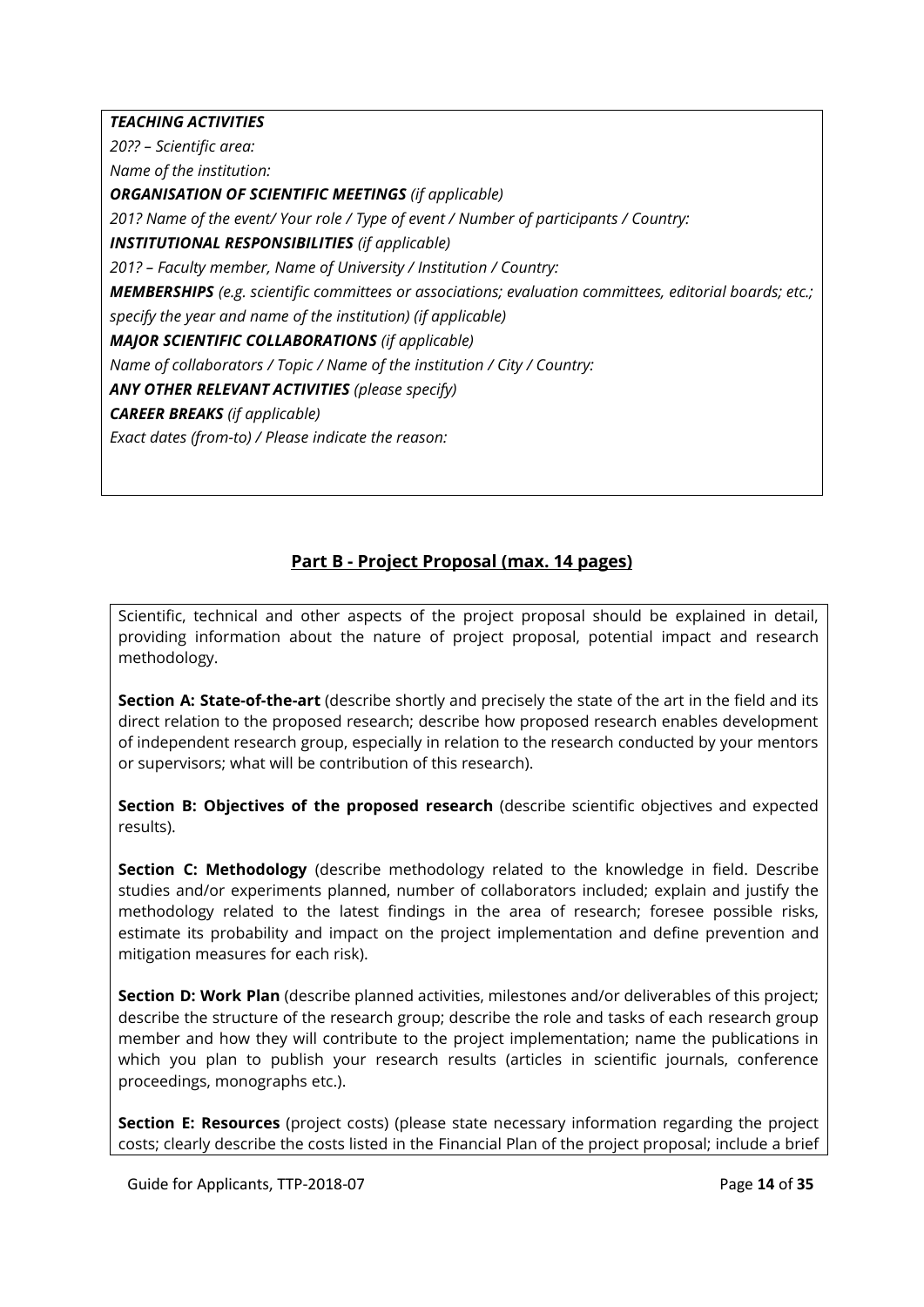***TEACHING ACTIVITIES***

*20?? – Scientific area:*

*Name of the institution:*

***ORGANISATION OF SCIENTIFIC MEETINGS*** *(if applicable)*

*201? Name of the event/ Your role / Type of event / Number of participants / Country:*

***INSTITUTIONAL RESPONSIBILITIES*** *(if applicable)*

*201? – Faculty member, Name of University / Institution / Country:*

***MEMBERSHIPS*** *(e.g. scientific committees or associations; evaluation committees, editorial boards; etc.; specify the year and name of the institution) (if applicable)*

***MAJOR SCIENTIFIC COLLABORATIONS*** *(if applicable)*

*Name of collaborators / Topic / Name of the institution / City / Country:*

***ANY OTHER RELEVANT ACTIVITIES*** *(please specify)*

***CAREER BREAKS*** *(if applicable)*

*Exact dates (from-to) / Please indicate the reason:*

## Part B - Project Proposal (max. 14 pages)

Scientific, technical and other aspects of the project proposal should be explained in detail, providing information about the nature of project proposal, potential impact and research methodology.

**Section A: State-of-the-art** (describe shortly and precisely the state of the art in the field and its direct relation to the proposed research; describe how proposed research enables development of independent research group, especially in relation to the research conducted by your mentors or supervisors; what will be contribution of this research).

**Section B: Objectives of the proposed research** (describe scientific objectives and expected results).

**Section C: Methodology** (describe methodology related to the knowledge in field. Describe studies and/or experiments planned, number of collaborators included; explain and justify the methodology related to the latest findings in the area of research; foresee possible risks, estimate its probability and impact on the project implementation and define prevention and mitigation measures for each risk).

**Section D: Work Plan** (describe planned activities, milestones and/or deliverables of this project; describe the structure of the research group; describe the role and tasks of each research group member and how they will contribute to the project implementation; name the publications in which you plan to publish your research results (articles in scientific journals, conference proceedings, monographs etc.).

**Section E: Resources** (project costs) (please state necessary information regarding the project costs; clearly describe the costs listed in the Financial Plan of the project proposal; include a brief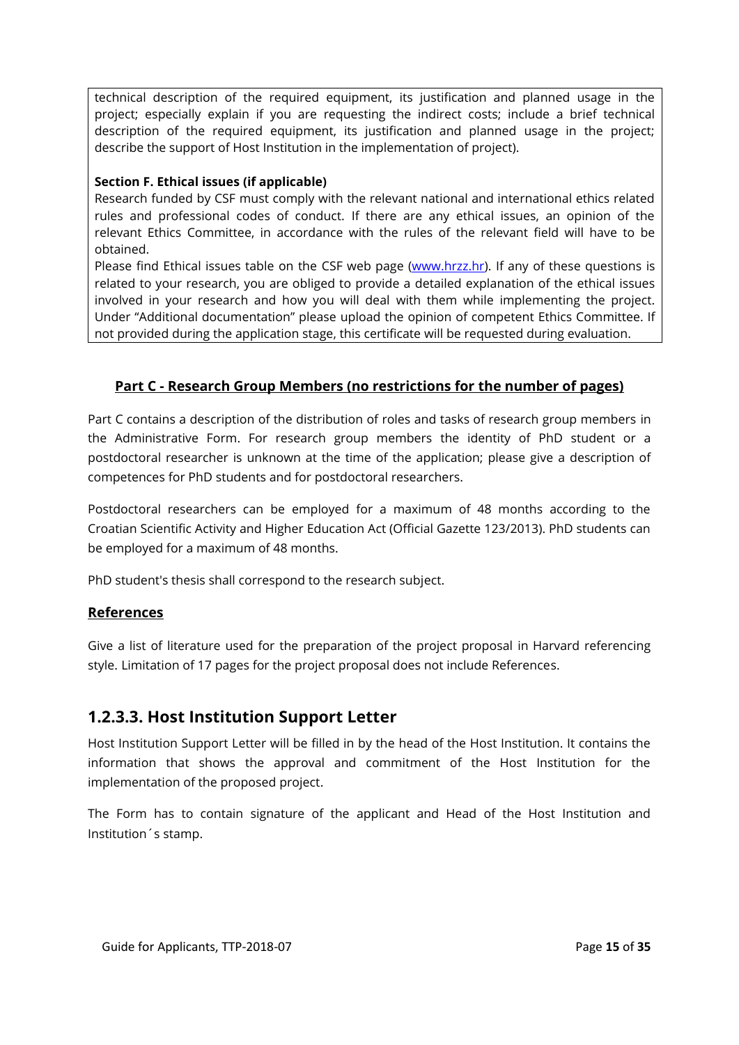technical description of the required equipment, its justification and planned usage in the project; especially explain if you are requesting the indirect costs; include a brief technical description of the required equipment, its justification and planned usage in the project; describe the support of Host Institution in the implementation of project).

**Section F. Ethical issues (if applicable)**

Research funded by CSF must comply with the relevant national and international ethics related rules and professional codes of conduct. If there are any ethical issues, an opinion of the relevant Ethics Committee, in accordance with the rules of the relevant field will have to be obtained.

Please find Ethical issues table on the CSF web page (www.hrzz.hr). If any of these questions is related to your research, you are obliged to provide a detailed explanation of the ethical issues involved in your research and how you will deal with them while implementing the project. Under "Additional documentation" please upload the opinion of competent Ethics Committee. If not provided during the application stage, this certificate will be requested during evaluation.

**Part C - Research Group Members (no restrictions for the number of pages)**

Part C contains a description of the distribution of roles and tasks of research group members in the Administrative Form. For research group members the identity of PhD student or a postdoctoral researcher is unknown at the time of the application; please give a description of competences for PhD students and for postdoctoral researchers.

Postdoctoral researchers can be employed for a maximum of 48 months according to the Croatian Scientific Activity and Higher Education Act (Official Gazette 123/2013). PhD students can be employed for a maximum of 48 months.

PhD student's thesis shall correspond to the research subject.

**References**

Give a list of literature used for the preparation of the project proposal in Harvard referencing style. Limitation of 17 pages for the project proposal does not include References.

## 1.2.3.3. Host Institution Support Letter

Host Institution Support Letter will be filled in by the head of the Host Institution. It contains the information that shows the approval and commitment of the Host Institution for the implementation of the proposed project.

The Form has to contain signature of the applicant and Head of the Host Institution and Institution´s stamp.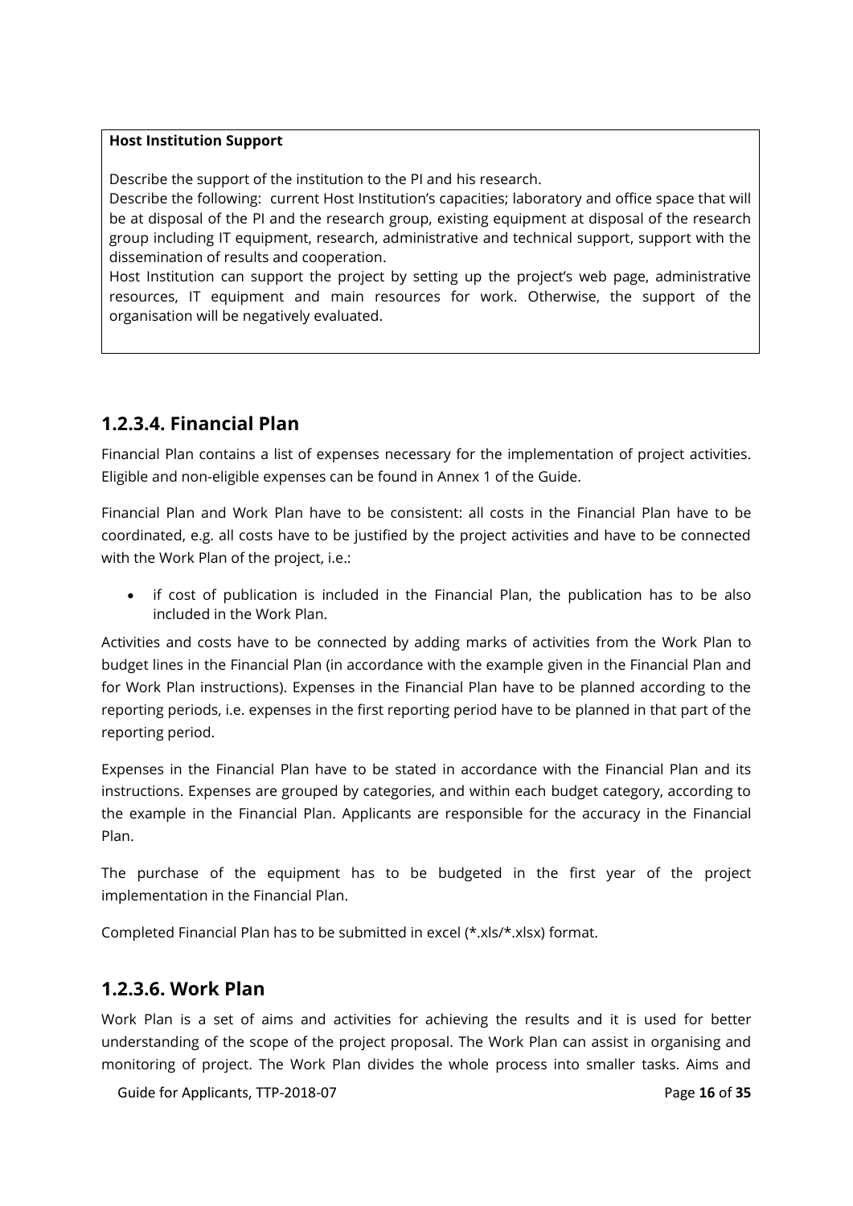**Host Institution Support**

Describe the support of the institution to the PI and his research.
Describe the following: current Host Institution's capacities; laboratory and office space that will be at disposal of the PI and the research group, existing equipment at disposal of the research group including IT equipment, research, administrative and technical support, support with the dissemination of results and cooperation.
Host Institution can support the project by setting up the project's web page, administrative resources, IT equipment and main resources for work. Otherwise, the support of the organisation will be negatively evaluated.

### 1.2.3.4. Financial Plan

Financial Plan contains a list of expenses necessary for the implementation of project activities. Eligible and non-eligible expenses can be found in Annex 1 of the Guide.

Financial Plan and Work Plan have to be consistent: all costs in the Financial Plan have to be coordinated, e.g. all costs have to be justified by the project activities and have to be connected with the Work Plan of the project, i.e.:

- if cost of publication is included in the Financial Plan, the publication has to be also included in the Work Plan.

Activities and costs have to be connected by adding marks of activities from the Work Plan to budget lines in the Financial Plan (in accordance with the example given in the Financial Plan and for Work Plan instructions). Expenses in the Financial Plan have to be planned according to the reporting periods, i.e. expenses in the first reporting period have to be planned in that part of the reporting period.

Expenses in the Financial Plan have to be stated in accordance with the Financial Plan and its instructions. Expenses are grouped by categories, and within each budget category, according to the example in the Financial Plan. Applicants are responsible for the accuracy in the Financial Plan.

The purchase of the equipment has to be budgeted in the first year of the project implementation in the Financial Plan.

Completed Financial Plan has to be submitted in excel (*.xls/*.xlsx) format.

### 1.2.3.6. Work Plan

Work Plan is a set of aims and activities for achieving the results and it is used for better understanding of the scope of the project proposal. The Work Plan can assist in organising and monitoring of project. The Work Plan divides the whole process into smaller tasks. Aims and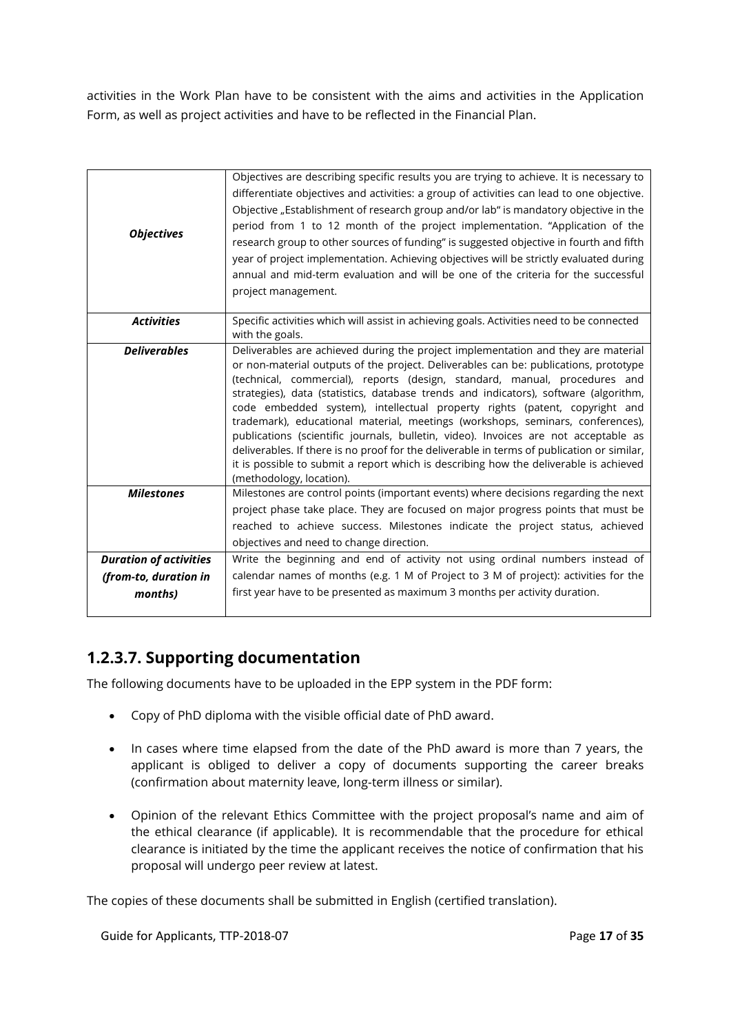activities in the Work Plan have to be consistent with the aims and activities in the Application Form, as well as project activities and have to be reflected in the Financial Plan.

| | |
|---|---|
| ***Objectives*** | Objectives are describing specific results you are trying to achieve. It is necessary to differentiate objectives and activities: a group of activities can lead to one objective. Objective „Establishment of research group and/or lab" is mandatory objective in the period from 1 to 12 month of the project implementation. "Application of the research group to other sources of funding" is suggested objective in fourth and fifth year of project implementation. Achieving objectives will be strictly evaluated during annual and mid-term evaluation and will be one of the criteria for the successful project management. |
| ***Activities*** | Specific activities which will assist in achieving goals. Activities need to be connected with the goals. |
| ***Deliverables*** | Deliverables are achieved during the project implementation and they are material or non-material outputs of the project. Deliverables can be: publications, prototype (technical, commercial), reports (design, standard, manual, procedures and strategies), data (statistics, database trends and indicators), software (algorithm, code embedded system), intellectual property rights (patent, copyright and trademark), educational material, meetings (workshops, seminars, conferences), publications (scientific journals, bulletin, video). Invoices are not acceptable as deliverables. If there is no proof for the deliverable in terms of publication or similar, it is possible to submit a report which is describing how the deliverable is achieved (methodology, location). |
| ***Milestones*** | Milestones are control points (important events) where decisions regarding the next project phase take place. They are focused on major progress points that must be reached to achieve success. Milestones indicate the project status, achieved objectives and need to change direction. |
| ***Duration of activities (from-to, duration in months)*** | Write the beginning and end of activity not using ordinal numbers instead of calendar names of months (e.g. 1 M of Project to 3 M of project): activities for the first year have to be presented as maximum 3 months per activity duration. |

### 1.2.3.7. Supporting documentation

The following documents have to be uploaded in the EPP system in the PDF form:

- Copy of PhD diploma with the visible official date of PhD award.
- In cases where time elapsed from the date of the PhD award is more than 7 years, the applicant is obliged to deliver a copy of documents supporting the career breaks (confirmation about maternity leave, long-term illness or similar).
- Opinion of the relevant Ethics Committee with the project proposal's name and aim of the ethical clearance (if applicable). It is recommendable that the procedure for ethical clearance is initiated by the time the applicant receives the notice of confirmation that his proposal will undergo peer review at latest.

The copies of these documents shall be submitted in English (certified translation).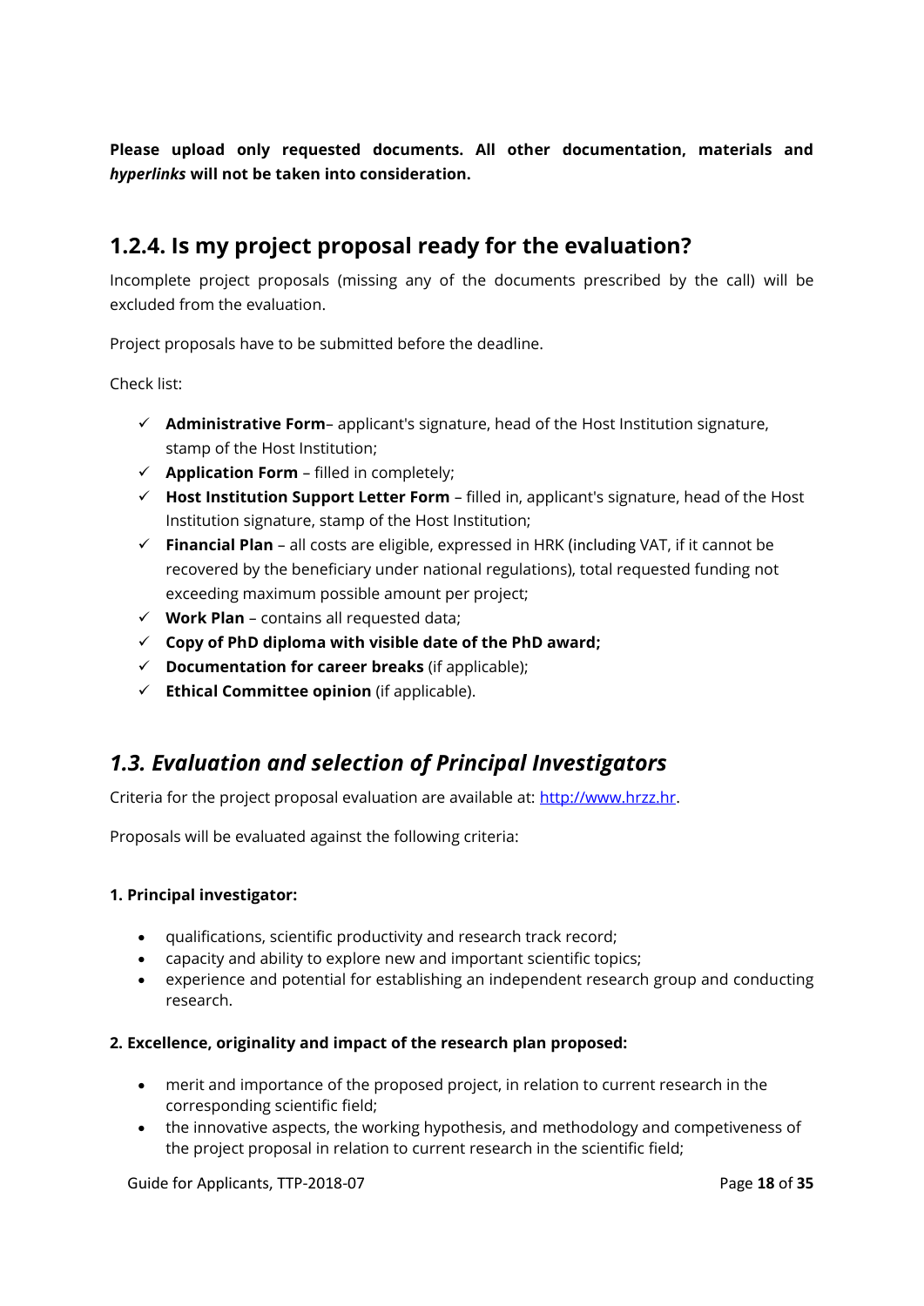**Please upload only requested documents. All other documentation, materials and *hyperlinks* will not be taken into consideration.**

## 1.2.4. Is my project proposal ready for the evaluation?

Incomplete project proposals (missing any of the documents prescribed by the call) will be excluded from the evaluation.

Project proposals have to be submitted before the deadline.

Check list:

- ✓ **Administrative Form**– applicant's signature, head of the Host Institution signature, stamp of the Host Institution;
- ✓ **Application Form** – filled in completely;
- ✓ **Host Institution Support Letter Form** – filled in, applicant's signature, head of the Host Institution signature, stamp of the Host Institution;
- ✓ **Financial Plan** – all costs are eligible, expressed in HRK (including VAT, if it cannot be recovered by the beneficiary under national regulations), total requested funding not exceeding maximum possible amount per project;
- ✓ **Work Plan** – contains all requested data;
- ✓ **Copy of PhD diploma with visible date of the PhD award;**
- ✓ **Documentation for career breaks** (if applicable);
- ✓ **Ethical Committee opinion** (if applicable).

## *1.3. Evaluation and selection of Principal Investigators*

Criteria for the project proposal evaluation are available at: http://www.hrzz.hr.

Proposals will be evaluated against the following criteria:

**1. Principal investigator:**

- qualifications, scientific productivity and research track record;
- capacity and ability to explore new and important scientific topics;
- experience and potential for establishing an independent research group and conducting research.

**2. Excellence, originality and impact of the research plan proposed:**

- merit and importance of the proposed project, in relation to current research in the corresponding scientific field;
- the innovative aspects, the working hypothesis, and methodology and competiveness of the project proposal in relation to current research in the scientific field;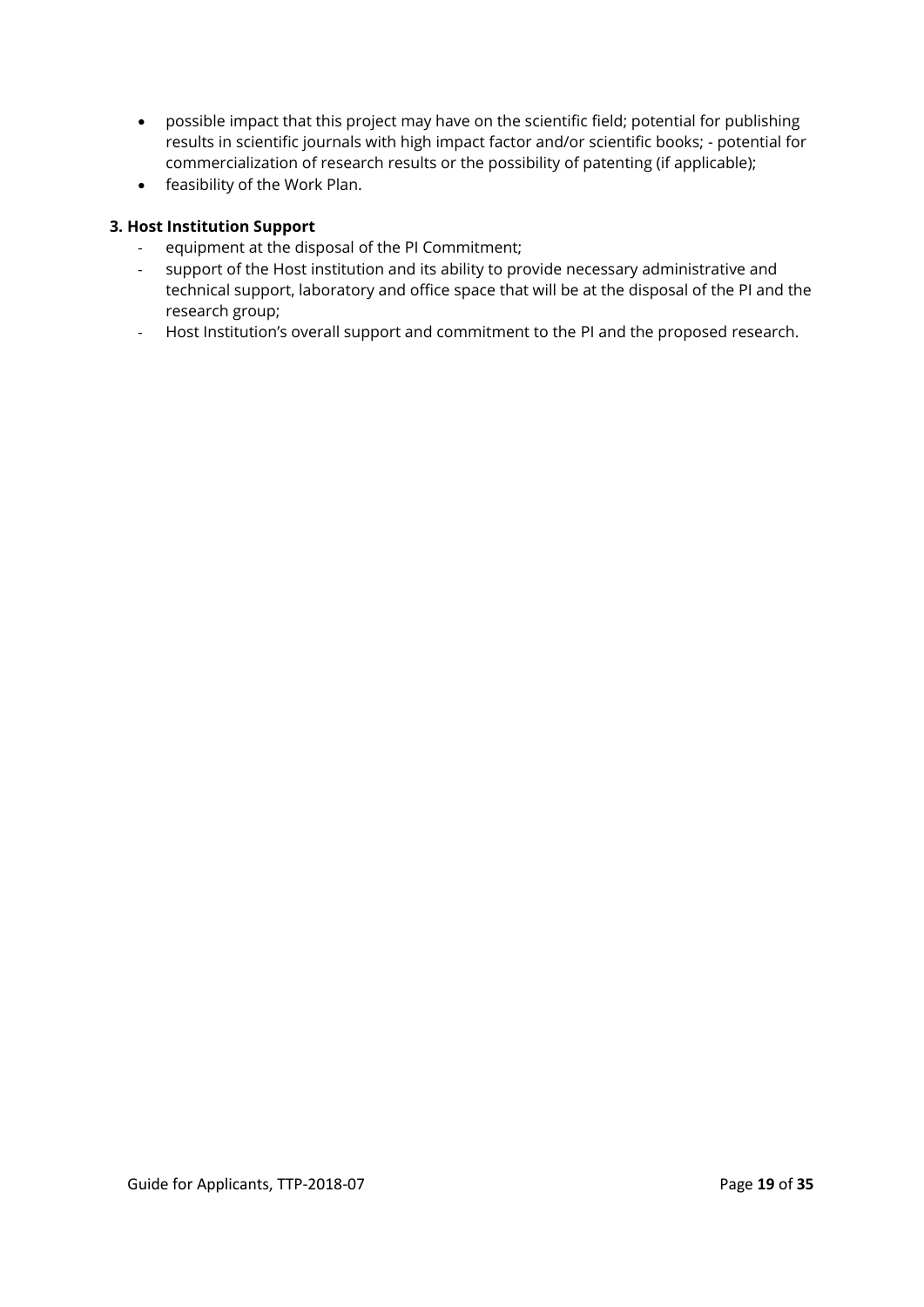- possible impact that this project may have on the scientific field; potential for publishing results in scientific journals with high impact factor and/or scientific books; - potential for commercialization of research results or the possibility of patenting (if applicable);
- feasibility of the Work Plan.

**3. Host Institution Support**

- equipment at the disposal of the PI Commitment;
- support of the Host institution and its ability to provide necessary administrative and technical support, laboratory and office space that will be at the disposal of the PI and the research group;
- Host Institution's overall support and commitment to the PI and the proposed research.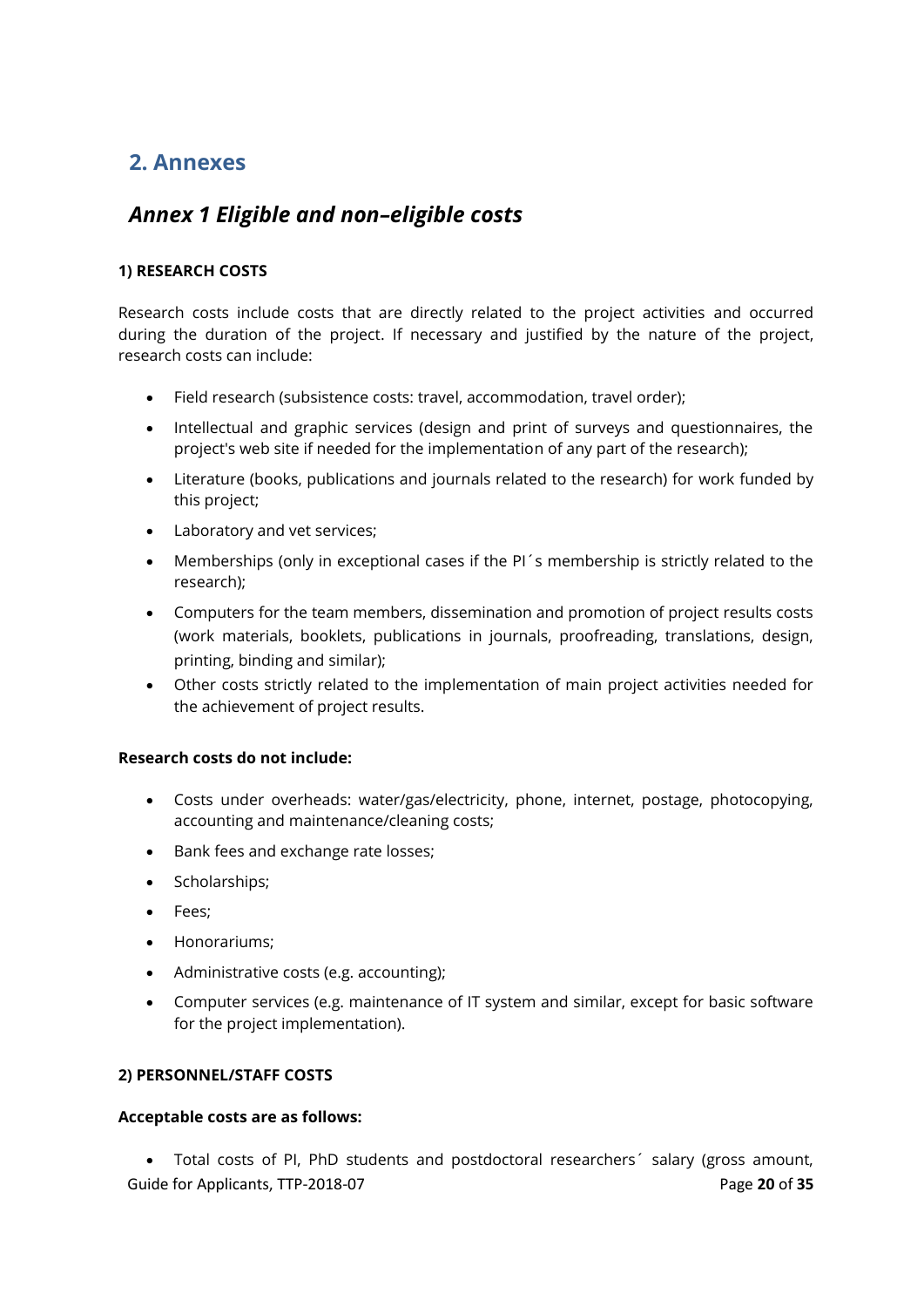## 2. Annexes

### *Annex 1 Eligible and non–eligible costs*

**1) RESEARCH COSTS**

Research costs include costs that are directly related to the project activities and occurred during the duration of the project. If necessary and justified by the nature of the project, research costs can include:

- Field research (subsistence costs: travel, accommodation, travel order);
- Intellectual and graphic services (design and print of surveys and questionnaires, the project's web site if needed for the implementation of any part of the research);
- Literature (books, publications and journals related to the research) for work funded by this project;
- Laboratory and vet services;
- Memberships (only in exceptional cases if the PI´s membership is strictly related to the research);
- Computers for the team members, dissemination and promotion of project results costs (work materials, booklets, publications in journals, proofreading, translations, design, printing, binding and similar);
- Other costs strictly related to the implementation of main project activities needed for the achievement of project results.

**Research costs do not include:**

- Costs under overheads: water/gas/electricity, phone, internet, postage, photocopying, accounting and maintenance/cleaning costs;
- Bank fees and exchange rate losses;
- Scholarships;
- Fees;
- Honorariums;
- Administrative costs (e.g. accounting);
- Computer services (e.g. maintenance of IT system and similar, except for basic software for the project implementation).

**2) PERSONNEL/STAFF COSTS**

**Acceptable costs are as follows:**

- Total costs of PI, PhD students and postdoctoral researchers´ salary (gross amount,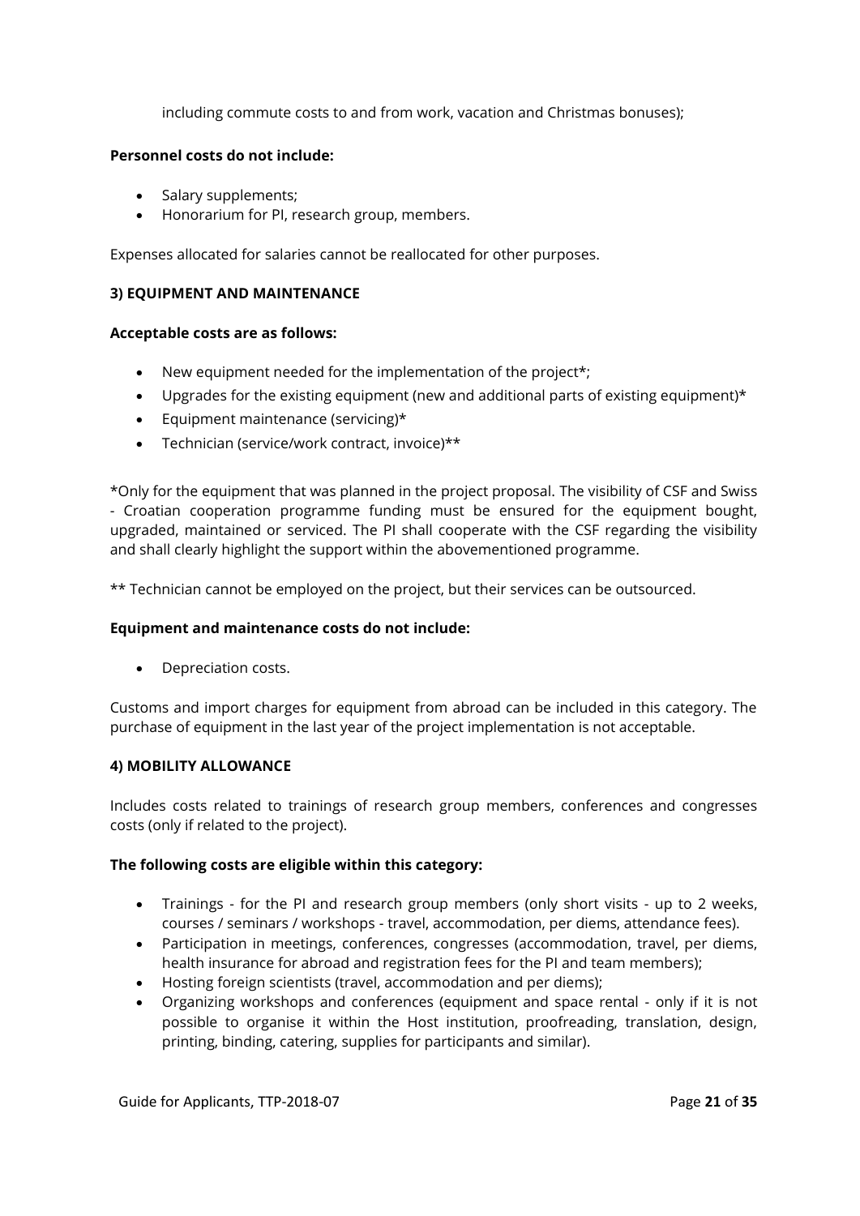including commute costs to and from work, vacation and Christmas bonuses);

**Personnel costs do not include:**

- Salary supplements;
- Honorarium for PI, research group, members.

Expenses allocated for salaries cannot be reallocated for other purposes.

**3) EQUIPMENT AND MAINTENANCE**

**Acceptable costs are as follows:**

- New equipment needed for the implementation of the project*;
- Upgrades for the existing equipment (new and additional parts of existing equipment)*
- Equipment maintenance (servicing)*
- Technician (service/work contract, invoice)**

*Only for the equipment that was planned in the project proposal. The visibility of CSF and Swiss - Croatian cooperation programme funding must be ensured for the equipment bought, upgraded, maintained or serviced. The PI shall cooperate with the CSF regarding the visibility and shall clearly highlight the support within the abovementioned programme.

** Technician cannot be employed on the project, but their services can be outsourced.

**Equipment and maintenance costs do not include:**

- Depreciation costs.

Customs and import charges for equipment from abroad can be included in this category. The purchase of equipment in the last year of the project implementation is not acceptable.

**4) MOBILITY ALLOWANCE**

Includes costs related to trainings of research group members, conferences and congresses costs (only if related to the project).

**The following costs are eligible within this category:**

- Trainings - for the PI and research group members (only short visits - up to 2 weeks, courses / seminars / workshops - travel, accommodation, per diems, attendance fees).
- Participation in meetings, conferences, congresses (accommodation, travel, per diems, health insurance for abroad and registration fees for the PI and team members);
- Hosting foreign scientists (travel, accommodation and per diems);
- Organizing workshops and conferences (equipment and space rental - only if it is not possible to organise it within the Host institution, proofreading, translation, design, printing, binding, catering, supplies for participants and similar).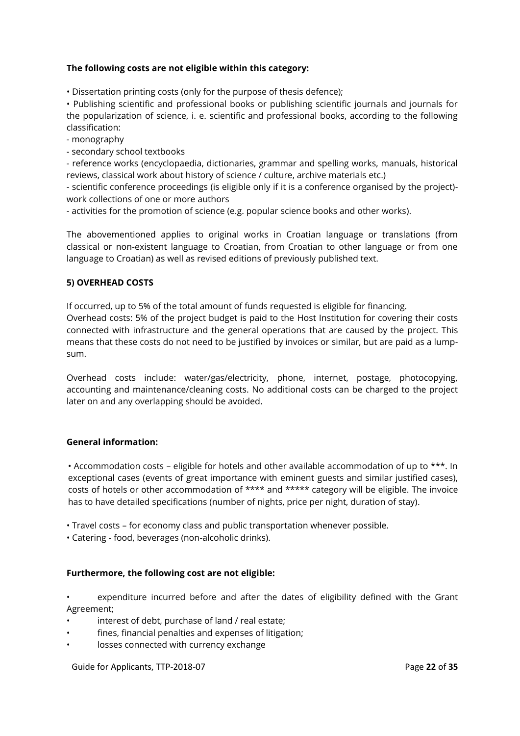**The following costs are not eligible within this category:**

• Dissertation printing costs (only for the purpose of thesis defence);

• Publishing scientific and professional books or publishing scientific journals and journals for the popularization of science, i. e. scientific and professional books, according to the following classification:

- monography
- secondary school textbooks
- reference works (encyclopaedia, dictionaries, grammar and spelling works, manuals, historical reviews, classical work about history of science / culture, archive materials etc.)
- scientific conference proceedings (is eligible only if it is a conference organised by the project)- work collections of one or more authors
- activities for the promotion of science (e.g. popular science books and other works).

The abovementioned applies to original works in Croatian language or translations (from classical or non-existent language to Croatian, from Croatian to other language or from one language to Croatian) as well as revised editions of previously published text.

**5) OVERHEAD COSTS**

If occurred, up to 5% of the total amount of funds requested is eligible for financing.
Overhead costs: 5% of the project budget is paid to the Host Institution for covering their costs connected with infrastructure and the general operations that are caused by the project. This means that these costs do not need to be justified by invoices or similar, but are paid as a lump-sum.

Overhead costs include: water/gas/electricity, phone, internet, postage, photocopying, accounting and maintenance/cleaning costs. No additional costs can be charged to the project later on and any overlapping should be avoided.

**General information:**

• Accommodation costs – eligible for hotels and other available accommodation of up to ***. In exceptional cases (events of great importance with eminent guests and similar justified cases), costs of hotels or other accommodation of **** and ***** category will be eligible. The invoice has to have detailed specifications (number of nights, price per night, duration of stay).

• Travel costs – for economy class and public transportation whenever possible.

• Catering - food, beverages (non-alcoholic drinks).

**Furthermore, the following cost are not eligible:**

• expenditure incurred before and after the dates of eligibility defined with the Grant Agreement;
• interest of debt, purchase of land / real estate;
• fines, financial penalties and expenses of litigation;
• losses connected with currency exchange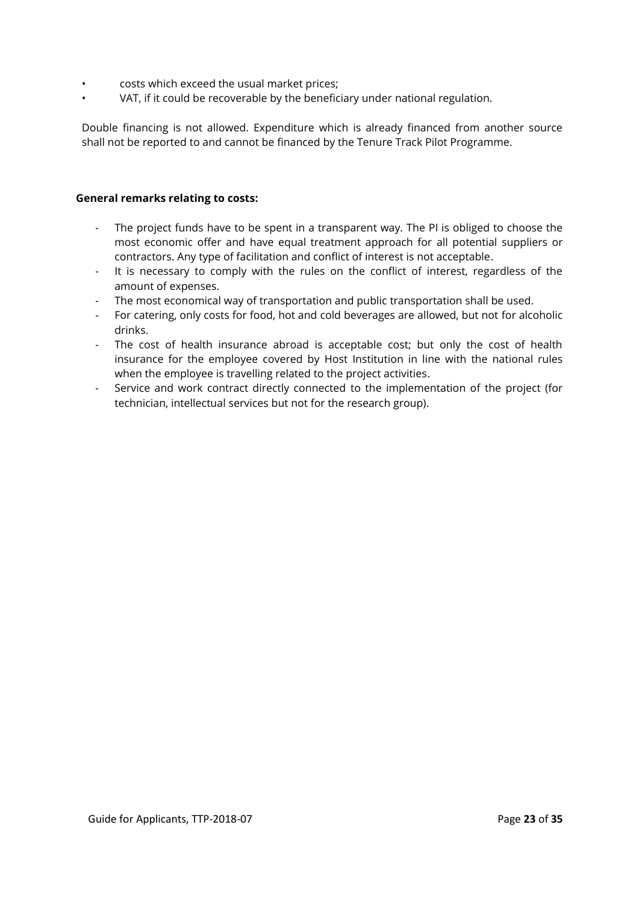- costs which exceed the usual market prices;
- VAT, if it could be recoverable by the beneficiary under national regulation.

Double financing is not allowed. Expenditure which is already financed from another source shall not be reported to and cannot be financed by the Tenure Track Pilot Programme.

**General remarks relating to costs:**

- The project funds have to be spent in a transparent way. The PI is obliged to choose the most economic offer and have equal treatment approach for all potential suppliers or contractors. Any type of facilitation and conflict of interest is not acceptable.
- It is necessary to comply with the rules on the conflict of interest, regardless of the amount of expenses.
- The most economical way of transportation and public transportation shall be used.
- For catering, only costs for food, hot and cold beverages are allowed, but not for alcoholic drinks.
- The cost of health insurance abroad is acceptable cost; but only the cost of health insurance for the employee covered by Host Institution in line with the national rules when the employee is travelling related to the project activities.
- Service and work contract directly connected to the implementation of the project (for technician, intellectual services but not for the research group).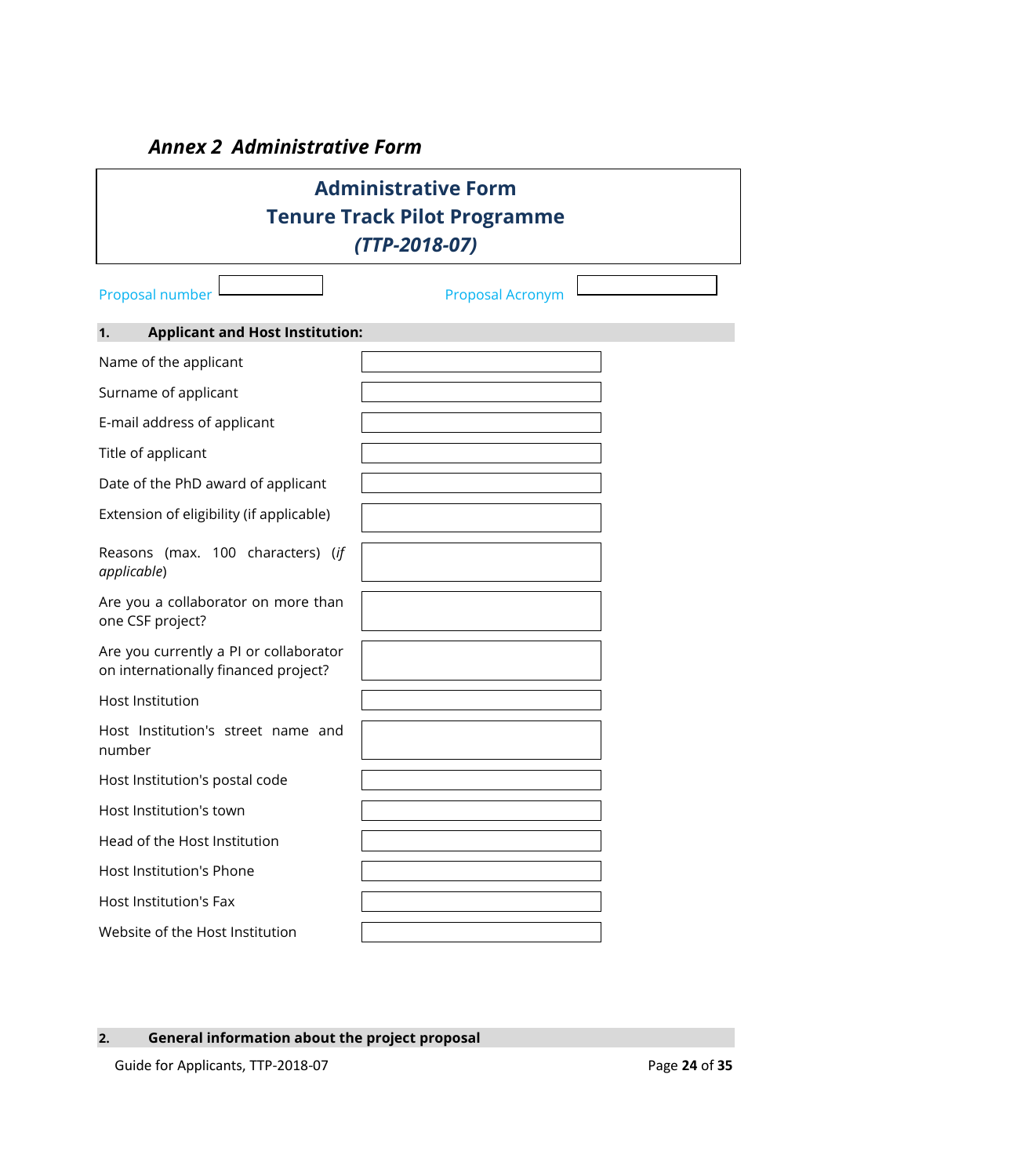***Annex 2 Administrative Form***

## Administrative Form
## Tenure Track Pilot Programme
## *(TTP-2018-07)*

| Proposal number | | Proposal Acronym | |
|---|---|---|---|

### 1. Applicant and Host Institution:

| | |
|---|---|
| Name of the applicant | |
| Surname of applicant | |
| E-mail address of applicant | |
| Title of applicant | |
| Date of the PhD award of applicant | |
| Extension of eligibility (if applicable) | |
| Reasons (max. 100 characters) (*if applicable*) | |
| Are you a collaborator on more than one CSF project? | |
| Are you currently a PI or collaborator on internationally financed project? | |
| Host Institution | |
| Host Institution's street name and number | |
| Host Institution's postal code | |
| Host Institution's town | |
| Head of the Host Institution | |
| Host Institution's Phone | |
| Host Institution's Fax | |
| Website of the Host Institution | |

### 2. General information about the project proposal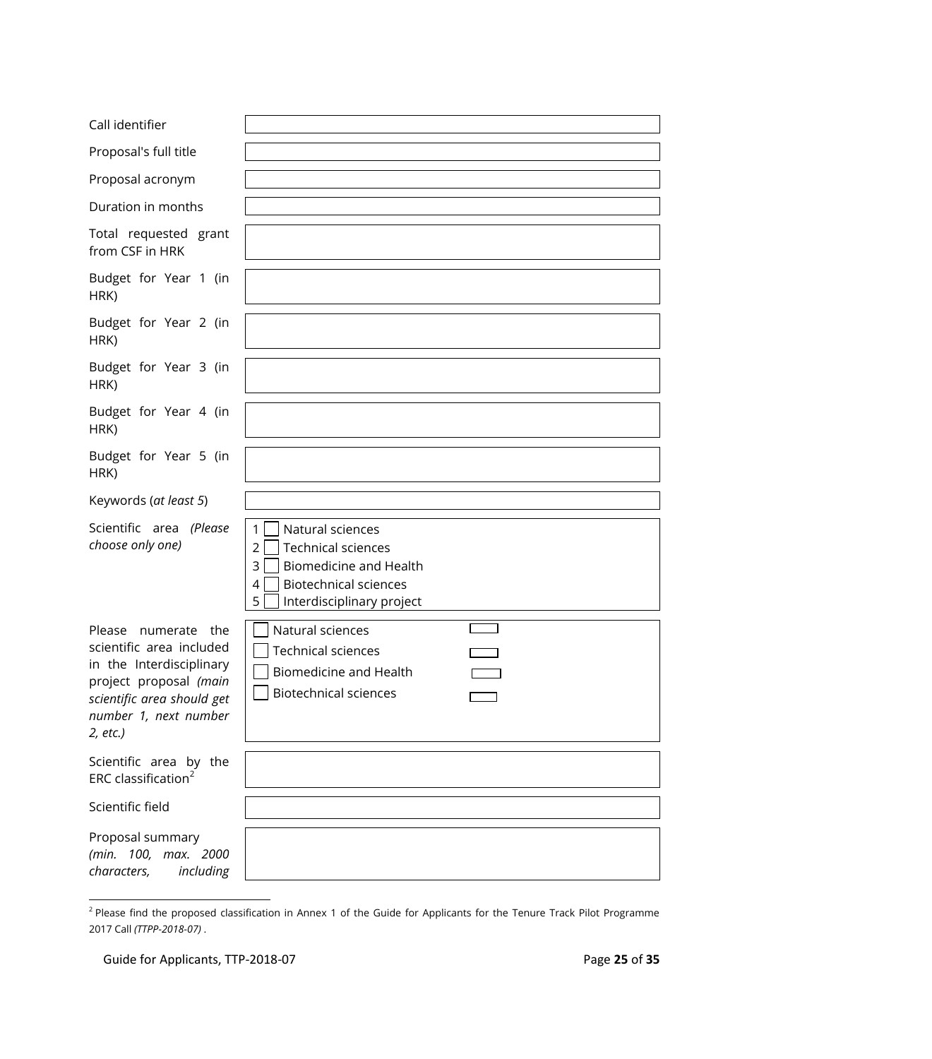| | |
|---|---|
| Call identifier | |
| Proposal's full title | |
| Proposal acronym | |
| Duration in months | |
| Total requested grant from CSF in HRK | |
| Budget for Year 1 (in HRK) | |
| Budget for Year 2 (in HRK) | |
| Budget for Year 3 (in HRK) | |
| Budget for Year 4 (in HRK) | |
| Budget for Year 5 (in HRK) | |
| Keywords (*at least 5*) | |
| Scientific area *(Please choose only one)* | 1 ☐ Natural sciences<br>2 ☐ Technical sciences<br>3 ☐ Biomedicine and Health<br>4 ☐ Biotechnical sciences<br>5 ☐ Interdisciplinary project |
| Please numerate the scientific area included in the Interdisciplinary project proposal *(main scientific area should get number 1, next number 2, etc.)* | ☐ Natural sciences ☐<br>☐ Technical sciences ☐<br>☐ Biomedicine and Health ☐<br>☐ Biotechnical sciences ☐ |
| Scientific area by the ERC classification[2] | |
| Scientific field | |
| Proposal summary *(min. 100, max. 2000 characters, including* | |

[2] Please find the proposed classification in Annex 1 of the Guide for Applicants for the Tenure Track Pilot Programme 2017 Call *(TTPP-2018-07)* .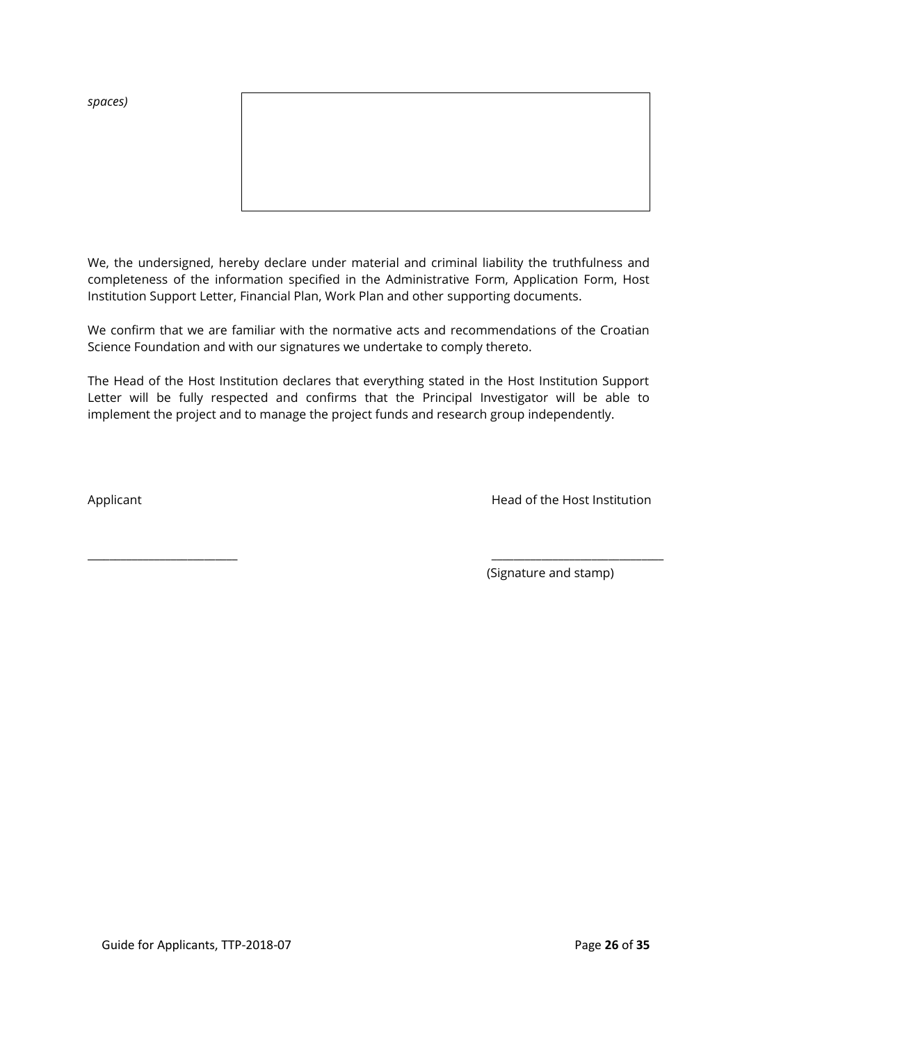*spaces)*

| |
|---|
| |

We, the undersigned, hereby declare under material and criminal liability the truthfulness and completeness of the information specified in the Administrative Form, Application Form, Host Institution Support Letter, Financial Plan, Work Plan and other supporting documents.

We confirm that we are familiar with the normative acts and recommendations of the Croatian Science Foundation and with our signatures we undertake to comply thereto.

The Head of the Host Institution declares that everything stated in the Host Institution Support Letter will be fully respected and confirms that the Principal Investigator will be able to implement the project and to manage the project funds and research group independently.

Applicant                                                                                    Head of the Host Institution

_________________________                                                    _____________________________

                                                                                                    (Signature and stamp)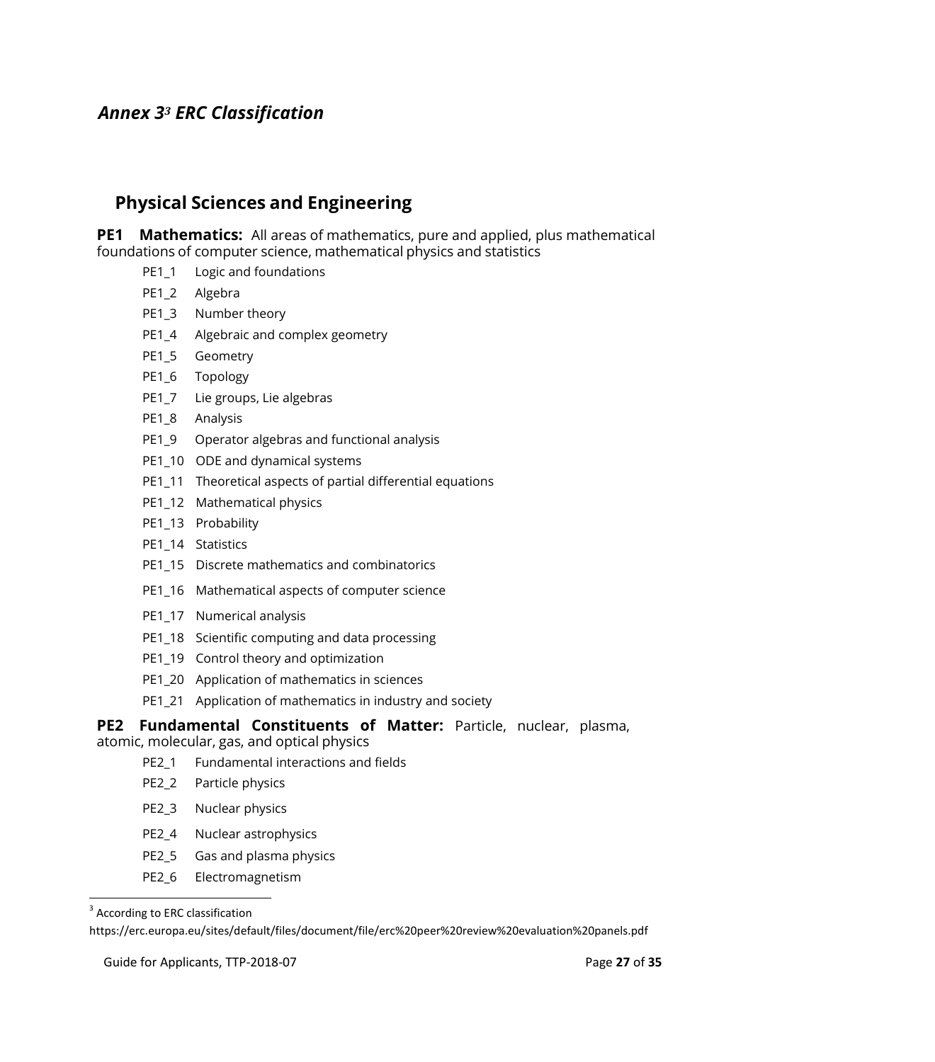## *Annex 3[3] ERC Classification*

### Physical Sciences and Engineering

**PE1 Mathematics:** All areas of mathematics, pure and applied, plus mathematical foundations of computer science, mathematical physics and statistics

- PE1_1 Logic and foundations
- PE1_2 Algebra
- PE1_3 Number theory
- PE1_4 Algebraic and complex geometry
- PE1_5 Geometry
- PE1_6 Topology
- PE1_7 Lie groups, Lie algebras
- PE1_8 Analysis
- PE1_9 Operator algebras and functional analysis
- PE1_10 ODE and dynamical systems
- PE1_11 Theoretical aspects of partial differential equations
- PE1_12 Mathematical physics
- PE1_13 Probability
- PE1_14 Statistics
- PE1_15 Discrete mathematics and combinatorics
- PE1_16 Mathematical aspects of computer science
- PE1_17 Numerical analysis
- PE1_18 Scientific computing and data processing
- PE1_19 Control theory and optimization
- PE1_20 Application of mathematics in sciences
- PE1_21 Application of mathematics in industry and society

**PE2 Fundamental Constituents of Matter:** Particle, nuclear, plasma, atomic, molecular, gas, and optical physics

- PE2_1 Fundamental interactions and fields
- PE2_2 Particle physics
- PE2_3 Nuclear physics
- PE2_4 Nuclear astrophysics
- PE2_5 Gas and plasma physics
- PE2_6 Electromagnetism

---

[3] According to ERC classification https://erc.europa.eu/sites/default/files/document/file/erc%20peer%20review%20evaluation%20panels.pdf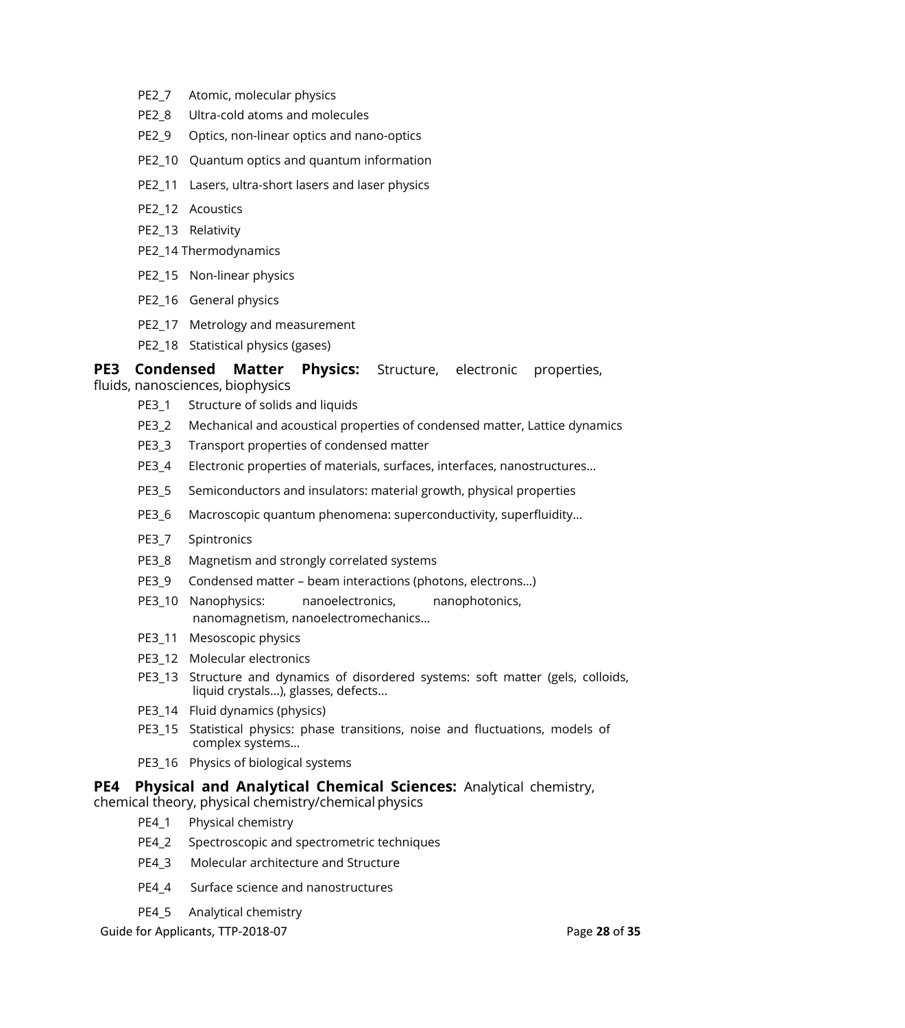- PE2_7 Atomic, molecular physics
- PE2_8 Ultra-cold atoms and molecules
- PE2_9 Optics, non-linear optics and nano-optics
- PE2_10 Quantum optics and quantum information
- PE2_11 Lasers, ultra-short lasers and laser physics
- PE2_12 Acoustics
- PE2_13 Relativity
- PE2_14 Thermodynamics
- PE2_15 Non-linear physics
- PE2_16 General physics
- PE2_17 Metrology and measurement
- PE2_18 Statistical physics (gases)

**PE3 Condensed Matter Physics:** Structure, electronic properties, fluids, nanosciences, biophysics

- PE3_1 Structure of solids and liquids
- PE3_2 Mechanical and acoustical properties of condensed matter, Lattice dynamics
- PE3_3 Transport properties of condensed matter
- PE3_4 Electronic properties of materials, surfaces, interfaces, nanostructures…
- PE3_5 Semiconductors and insulators: material growth, physical properties
- PE3_6 Macroscopic quantum phenomena: superconductivity, superfluidity…
- PE3_7 Spintronics
- PE3_8 Magnetism and strongly correlated systems
- PE3_9 Condensed matter – beam interactions (photons, electrons…)
- PE3_10 Nanophysics: nanoelectronics, nanophotonics, nanomagnetism, nanoelectromechanics…
- PE3_11 Mesoscopic physics
- PE3_12 Molecular electronics
- PE3_13 Structure and dynamics of disordered systems: soft matter (gels, colloids, liquid crystals…), glasses, defects…
- PE3_14 Fluid dynamics (physics)
- PE3_15 Statistical physics: phase transitions, noise and fluctuations, models of complex systems…
- PE3_16 Physics of biological systems

**PE4 Physical and Analytical Chemical Sciences:** Analytical chemistry, chemical theory, physical chemistry/chemical physics

- PE4_1 Physical chemistry
- PE4_2 Spectroscopic and spectrometric techniques
- PE4_3 Molecular architecture and Structure
- PE4_4 Surface science and nanostructures
- PE4_5 Analytical chemistry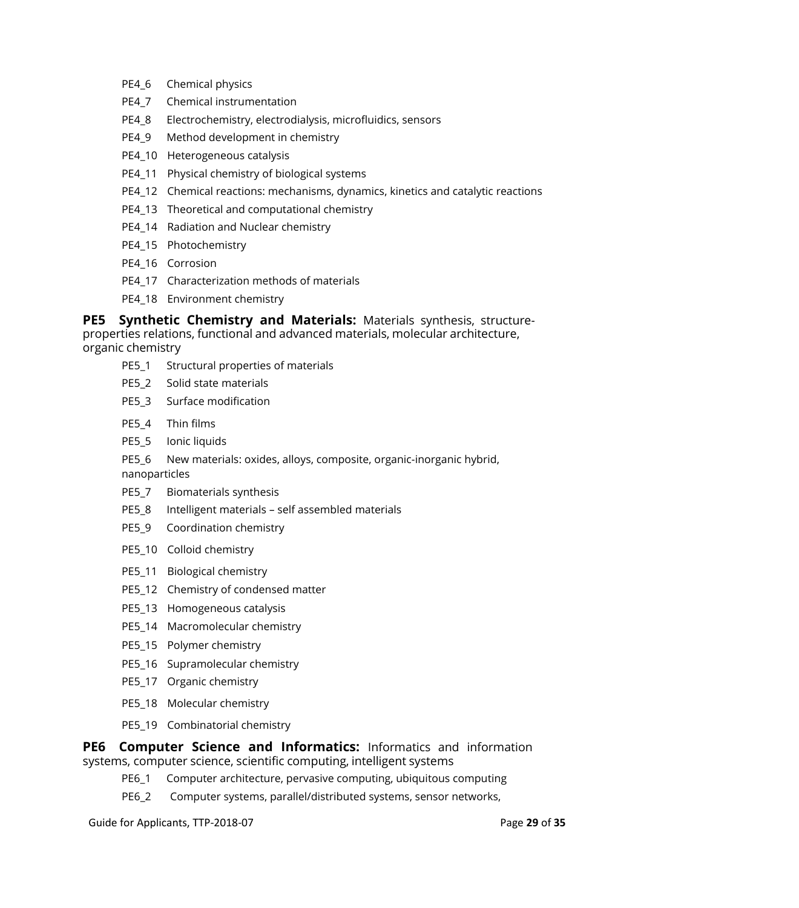- PE4_6 Chemical physics
- PE4_7 Chemical instrumentation
- PE4_8 Electrochemistry, electrodialysis, microfluidics, sensors
- PE4_9 Method development in chemistry
- PE4_10 Heterogeneous catalysis
- PE4_11 Physical chemistry of biological systems
- PE4_12 Chemical reactions: mechanisms, dynamics, kinetics and catalytic reactions
- PE4_13 Theoretical and computational chemistry
- PE4_14 Radiation and Nuclear chemistry
- PE4_15 Photochemistry
- PE4_16 Corrosion
- PE4_17 Characterization methods of materials
- PE4_18 Environment chemistry

**PE5 Synthetic Chemistry and Materials:** Materials synthesis, structure-properties relations, functional and advanced materials, molecular architecture, organic chemistry

- PE5_1 Structural properties of materials
- PE5_2 Solid state materials
- PE5_3 Surface modification
- PE5_4 Thin films
- PE5_5 Ionic liquids
- PE5_6 New materials: oxides, alloys, composite, organic-inorganic hybrid, nanoparticles
- PE5_7 Biomaterials synthesis
- PE5_8 Intelligent materials – self assembled materials
- PE5_9 Coordination chemistry
- PE5_10 Colloid chemistry
- PE5_11 Biological chemistry
- PE5_12 Chemistry of condensed matter
- PE5_13 Homogeneous catalysis
- PE5_14 Macromolecular chemistry
- PE5_15 Polymer chemistry
- PE5_16 Supramolecular chemistry
- PE5_17 Organic chemistry
- PE5_18 Molecular chemistry
- PE5_19 Combinatorial chemistry

**PE6 Computer Science and Informatics:** Informatics and information systems, computer science, scientific computing, intelligent systems

- PE6_1 Computer architecture, pervasive computing, ubiquitous computing
- PE6_2 Computer systems, parallel/distributed systems, sensor networks,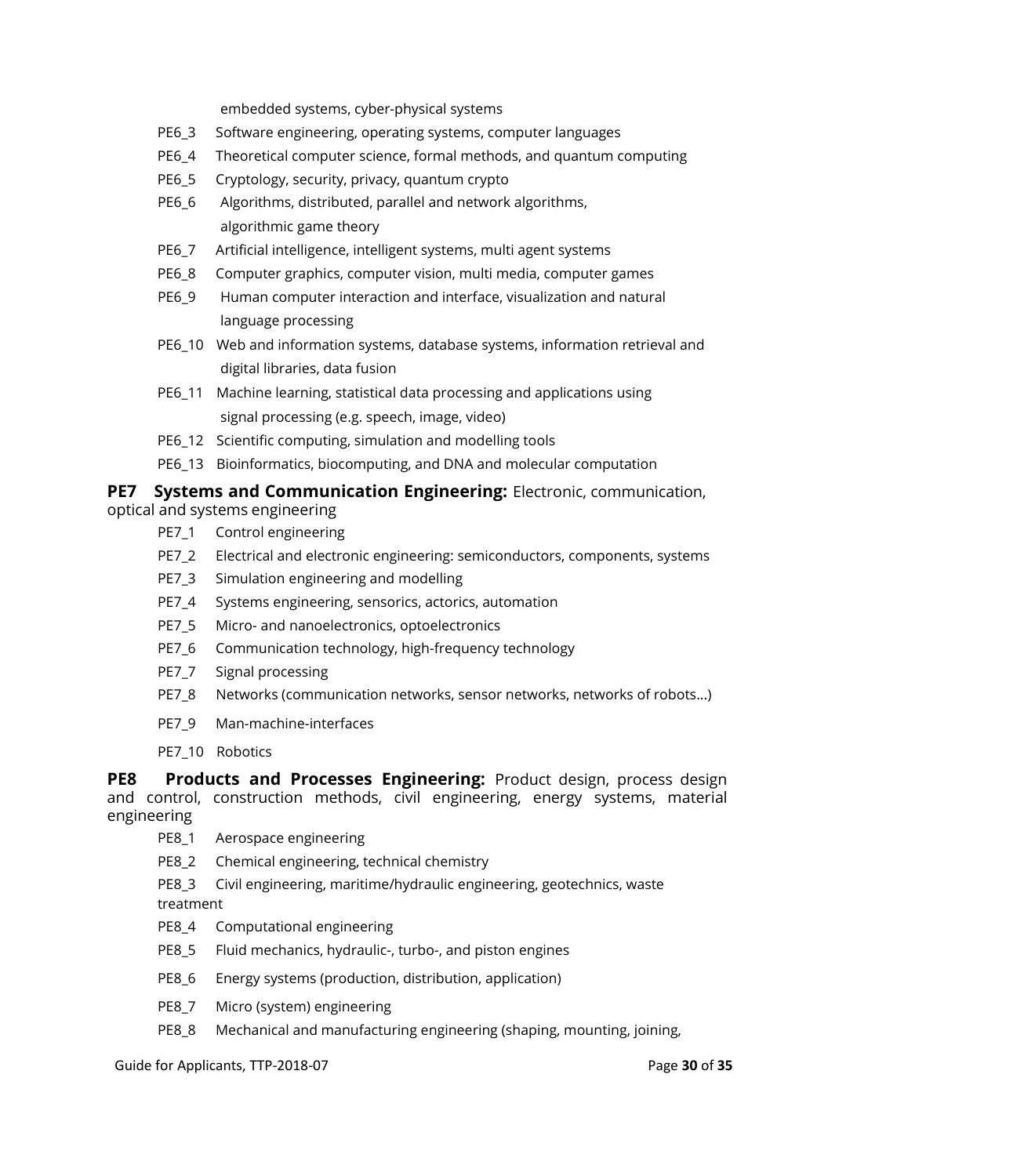embedded systems, cyber-physical systems

- PE6_3 Software engineering, operating systems, computer languages
- PE6_4 Theoretical computer science, formal methods, and quantum computing
- PE6_5 Cryptology, security, privacy, quantum crypto
- PE6_6 Algorithms, distributed, parallel and network algorithms, algorithmic game theory
- PE6_7 Artificial intelligence, intelligent systems, multi agent systems
- PE6_8 Computer graphics, computer vision, multi media, computer games
- PE6_9 Human computer interaction and interface, visualization and natural language processing
- PE6_10 Web and information systems, database systems, information retrieval and digital libraries, data fusion
- PE6_11 Machine learning, statistical data processing and applications using signal processing (e.g. speech, image, video)
- PE6_12 Scientific computing, simulation and modelling tools
- PE6_13 Bioinformatics, biocomputing, and DNA and molecular computation

**PE7 Systems and Communication Engineering:** Electronic, communication, optical and systems engineering

- PE7_1 Control engineering
- PE7_2 Electrical and electronic engineering: semiconductors, components, systems
- PE7_3 Simulation engineering and modelling
- PE7_4 Systems engineering, sensorics, actorics, automation
- PE7_5 Micro- and nanoelectronics, optoelectronics
- PE7_6 Communication technology, high-frequency technology
- PE7_7 Signal processing
- PE7_8 Networks (communication networks, sensor networks, networks of robots…)
- PE7_9 Man-machine-interfaces
- PE7_10 Robotics

**PE8 Products and Processes Engineering:** Product design, process design and control, construction methods, civil engineering, energy systems, material engineering

- PE8_1 Aerospace engineering
- PE8_2 Chemical engineering, technical chemistry
- PE8_3 Civil engineering, maritime/hydraulic engineering, geotechnics, waste treatment
- PE8_4 Computational engineering
- PE8_5 Fluid mechanics, hydraulic-, turbo-, and piston engines
- PE8_6 Energy systems (production, distribution, application)
- PE8_7 Micro (system) engineering
- PE8_8 Mechanical and manufacturing engineering (shaping, mounting, joining,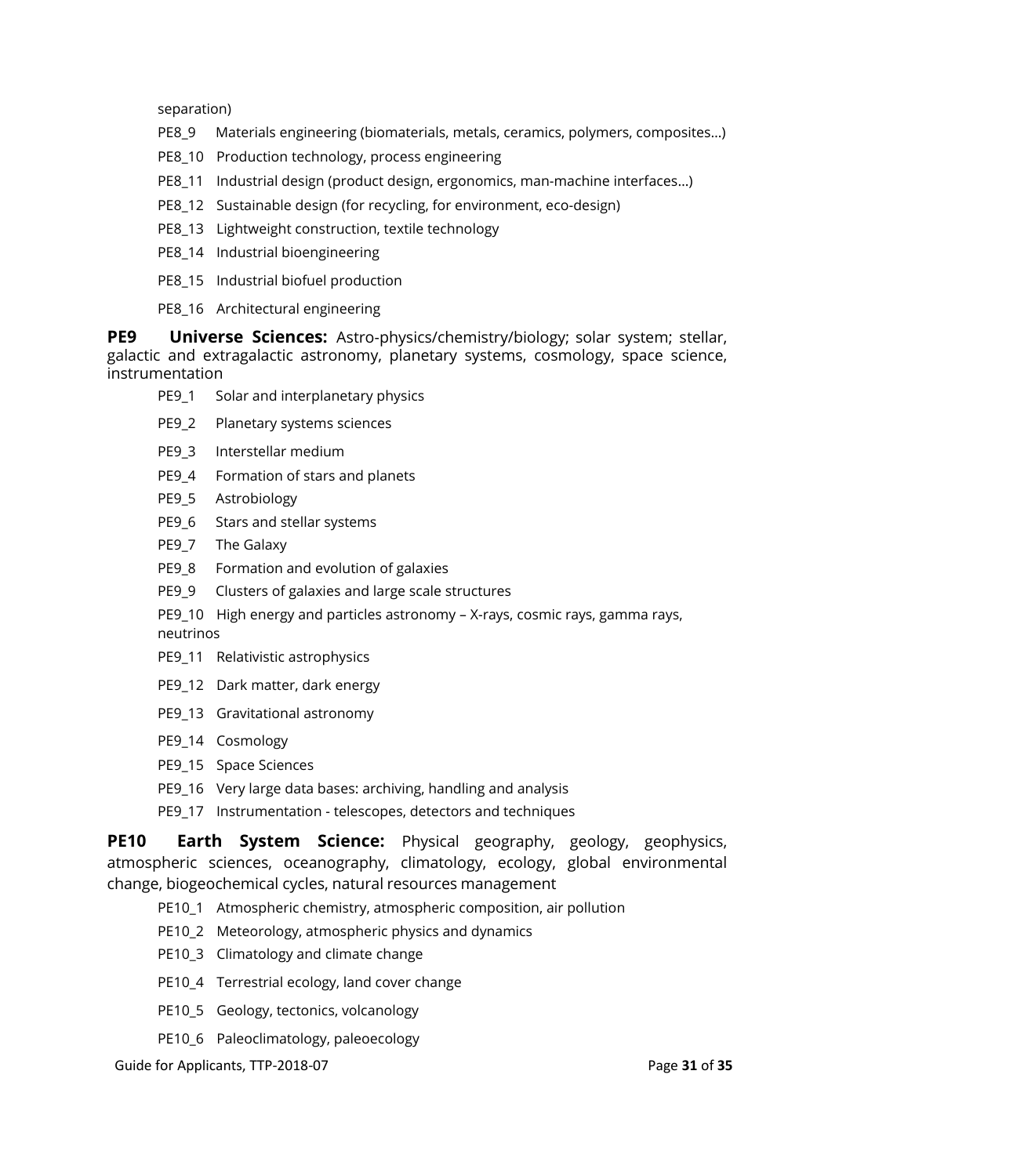separation)

- PE8_9 Materials engineering (biomaterials, metals, ceramics, polymers, composites…)
- PE8_10 Production technology, process engineering
- PE8_11 Industrial design (product design, ergonomics, man-machine interfaces…)
- PE8_12 Sustainable design (for recycling, for environment, eco-design)
- PE8_13 Lightweight construction, textile technology
- PE8_14 Industrial bioengineering
- PE8_15 Industrial biofuel production
- PE8_16 Architectural engineering

**PE9 Universe Sciences:** Astro-physics/chemistry/biology; solar system; stellar, galactic and extragalactic astronomy, planetary systems, cosmology, space science, instrumentation

- PE9_1 Solar and interplanetary physics
- PE9_2 Planetary systems sciences
- PE9_3 Interstellar medium
- PE9_4 Formation of stars and planets
- PE9_5 Astrobiology
- PE9_6 Stars and stellar systems
- PE9_7 The Galaxy
- PE9_8 Formation and evolution of galaxies
- PE9_9 Clusters of galaxies and large scale structures
- PE9_10 High energy and particles astronomy – X-rays, cosmic rays, gamma rays, neutrinos
- PE9_11 Relativistic astrophysics
- PE9_12 Dark matter, dark energy
- PE9_13 Gravitational astronomy
- PE9_14 Cosmology
- PE9_15 Space Sciences
- PE9_16 Very large data bases: archiving, handling and analysis
- PE9_17 Instrumentation - telescopes, detectors and techniques

**PE10 Earth System Science:** Physical geography, geology, geophysics, atmospheric sciences, oceanography, climatology, ecology, global environmental change, biogeochemical cycles, natural resources management

- PE10_1 Atmospheric chemistry, atmospheric composition, air pollution
- PE10_2 Meteorology, atmospheric physics and dynamics
- PE10_3 Climatology and climate change
- PE10_4 Terrestrial ecology, land cover change
- PE10_5 Geology, tectonics, volcanology
- PE10_6 Paleoclimatology, paleoecology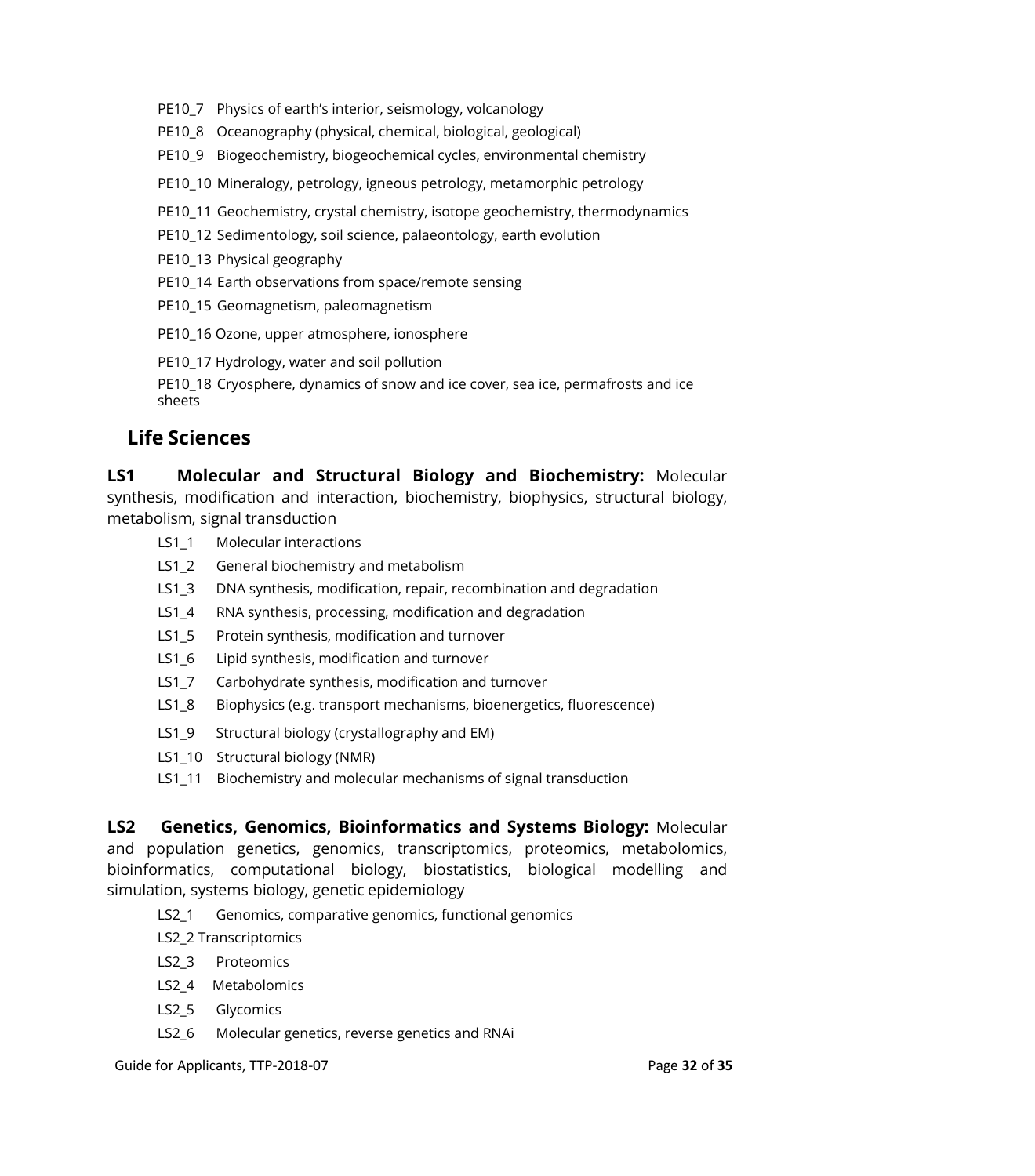- PE10_7 Physics of earth's interior, seismology, volcanology
- PE10_8 Oceanography (physical, chemical, biological, geological)
- PE10_9 Biogeochemistry, biogeochemical cycles, environmental chemistry
- PE10_10 Mineralogy, petrology, igneous petrology, metamorphic petrology
- PE10_11 Geochemistry, crystal chemistry, isotope geochemistry, thermodynamics
- PE10_12 Sedimentology, soil science, palaeontology, earth evolution
- PE10_13 Physical geography
- PE10_14 Earth observations from space/remote sensing
- PE10_15 Geomagnetism, paleomagnetism
- PE10_16 Ozone, upper atmosphere, ionosphere
- PE10_17 Hydrology, water and soil pollution
- PE10_18 Cryosphere, dynamics of snow and ice cover, sea ice, permafrosts and ice sheets

## Life Sciences

**LS1 Molecular and Structural Biology and Biochemistry:** Molecular synthesis, modification and interaction, biochemistry, biophysics, structural biology, metabolism, signal transduction

- LS1_1 Molecular interactions
- LS1_2 General biochemistry and metabolism
- LS1_3 DNA synthesis, modification, repair, recombination and degradation
- LS1_4 RNA synthesis, processing, modification and degradation
- LS1_5 Protein synthesis, modification and turnover
- LS1_6 Lipid synthesis, modification and turnover
- LS1_7 Carbohydrate synthesis, modification and turnover
- LS1_8 Biophysics (e.g. transport mechanisms, bioenergetics, fluorescence)
- LS1_9 Structural biology (crystallography and EM)
- LS1_10 Structural biology (NMR)
- LS1_11 Biochemistry and molecular mechanisms of signal transduction

**LS2 Genetics, Genomics, Bioinformatics and Systems Biology:** Molecular and population genetics, genomics, transcriptomics, proteomics, metabolomics, bioinformatics, computational biology, biostatistics, biological modelling and simulation, systems biology, genetic epidemiology

- LS2_1 Genomics, comparative genomics, functional genomics
- LS2_2 Transcriptomics
- LS2_3 Proteomics
- LS2_4 Metabolomics
- LS2_5 Glycomics
- LS2_6 Molecular genetics, reverse genetics and RNAi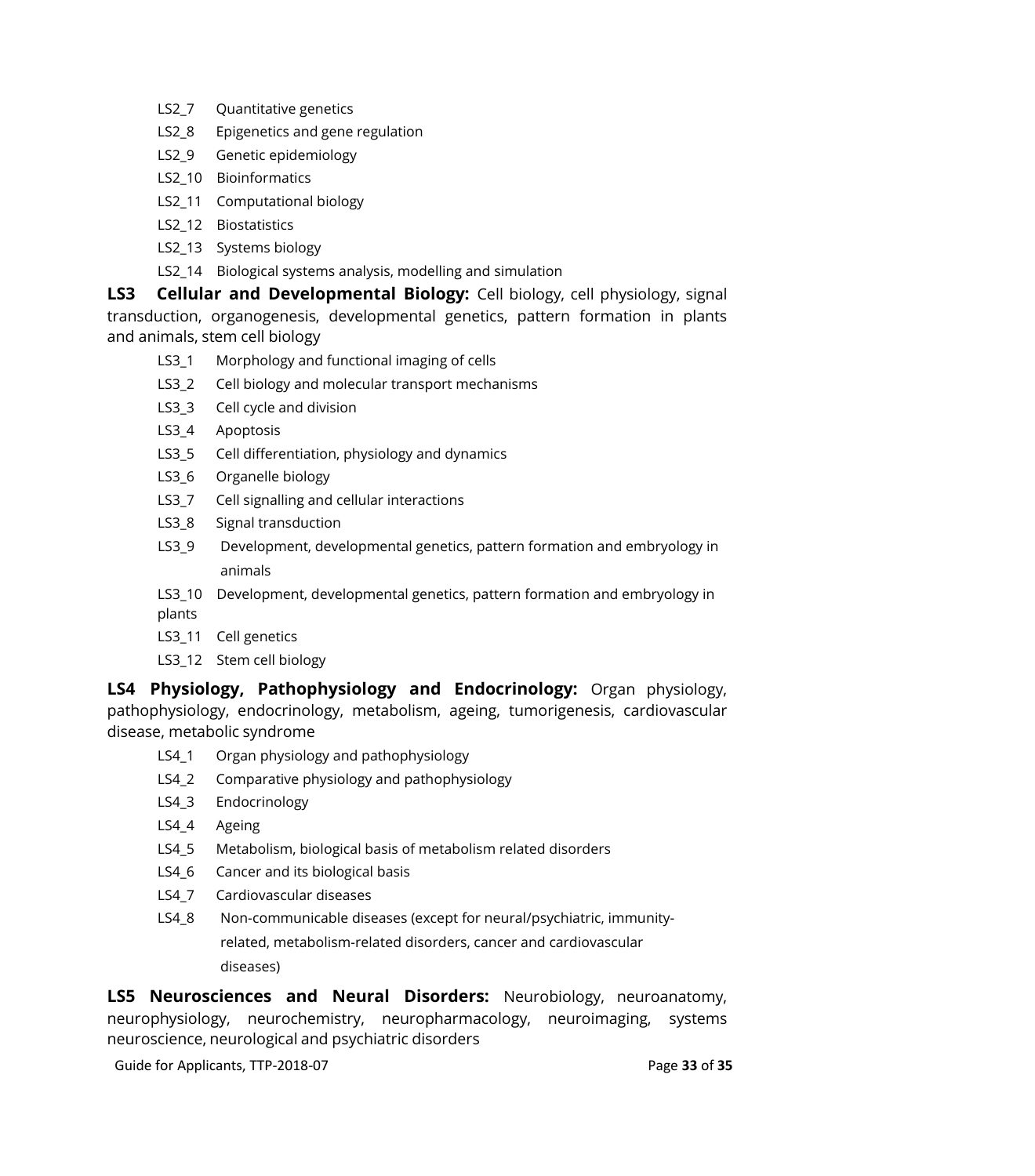- LS2_7 Quantitative genetics
- LS2_8 Epigenetics and gene regulation
- LS2_9 Genetic epidemiology
- LS2_10 Bioinformatics
- LS2_11 Computational biology
- LS2_12 Biostatistics
- LS2_13 Systems biology
- LS2_14 Biological systems analysis, modelling and simulation

**LS3 Cellular and Developmental Biology:** Cell biology, cell physiology, signal transduction, organogenesis, developmental genetics, pattern formation in plants and animals, stem cell biology

- LS3_1 Morphology and functional imaging of cells
- LS3_2 Cell biology and molecular transport mechanisms
- LS3_3 Cell cycle and division
- LS3_4 Apoptosis
- LS3_5 Cell differentiation, physiology and dynamics
- LS3_6 Organelle biology
- LS3_7 Cell signalling and cellular interactions
- LS3_8 Signal transduction
- LS3_9 Development, developmental genetics, pattern formation and embryology in animals
- LS3_10 Development, developmental genetics, pattern formation and embryology in plants
- LS3_11 Cell genetics
- LS3_12 Stem cell biology

**LS4 Physiology, Pathophysiology and Endocrinology:** Organ physiology, pathophysiology, endocrinology, metabolism, ageing, tumorigenesis, cardiovascular disease, metabolic syndrome

- LS4_1 Organ physiology and pathophysiology
- LS4_2 Comparative physiology and pathophysiology
- LS4_3 Endocrinology
- LS4_4 Ageing
- LS4_5 Metabolism, biological basis of metabolism related disorders
- LS4_6 Cancer and its biological basis
- LS4_7 Cardiovascular diseases
- LS4_8 Non-communicable diseases (except for neural/psychiatric, immunity-related, metabolism-related disorders, cancer and cardiovascular diseases)

**LS5 Neurosciences and Neural Disorders:** Neurobiology, neuroanatomy, neurophysiology, neurochemistry, neuropharmacology, neuroimaging, systems neuroscience, neurological and psychiatric disorders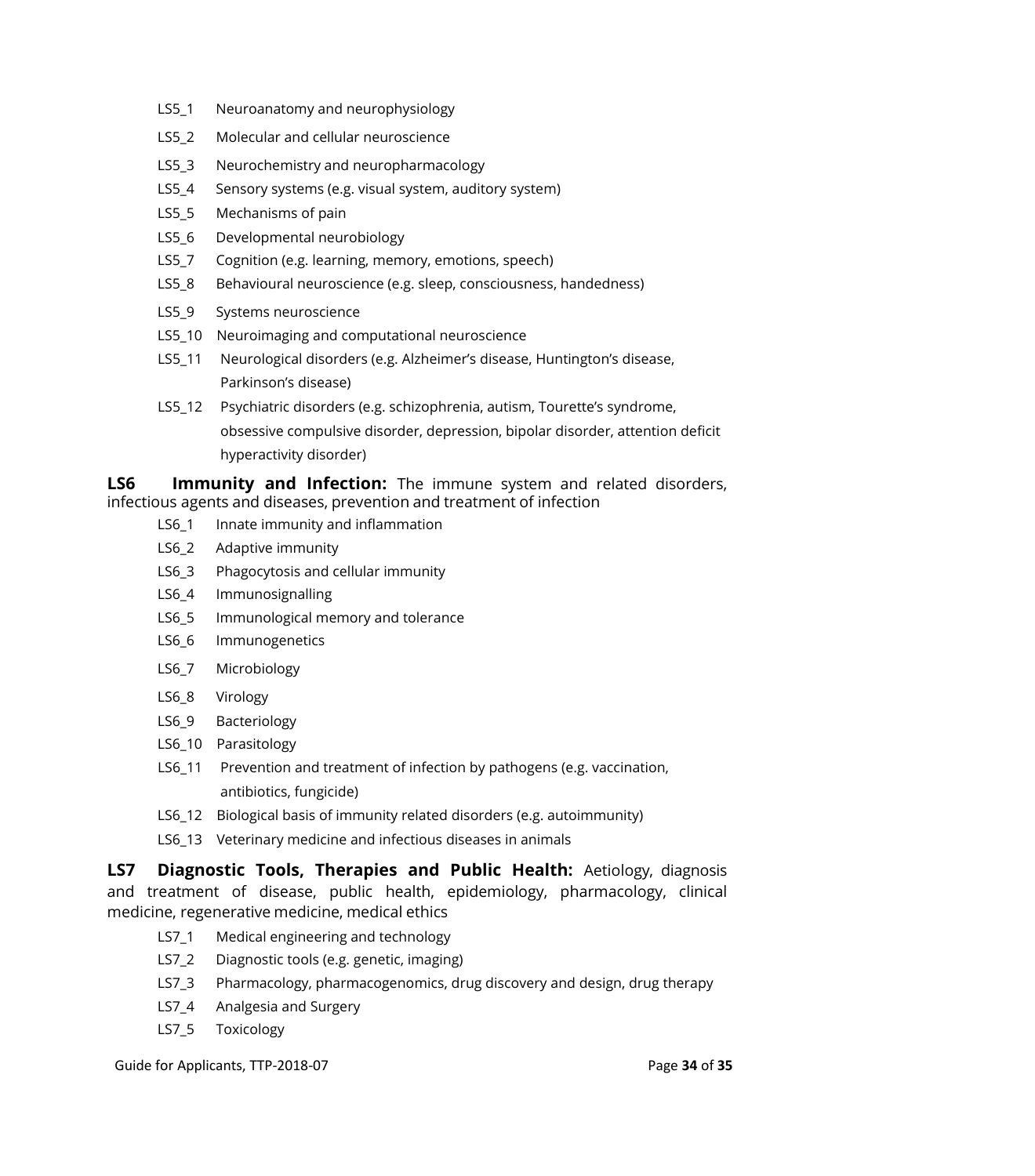LS5_1 Neuroanatomy and neurophysiology

LS5_2 Molecular and cellular neuroscience

LS5_3 Neurochemistry and neuropharmacology

LS5_4 Sensory systems (e.g. visual system, auditory system)

LS5_5 Mechanisms of pain

LS5_6 Developmental neurobiology

LS5_7 Cognition (e.g. learning, memory, emotions, speech)

LS5_8 Behavioural neuroscience (e.g. sleep, consciousness, handedness)

LS5_9 Systems neuroscience

LS5_10 Neuroimaging and computational neuroscience

LS5_11 Neurological disorders (e.g. Alzheimer's disease, Huntington's disease, Parkinson's disease)

LS5_12 Psychiatric disorders (e.g. schizophrenia, autism, Tourette's syndrome, obsessive compulsive disorder, depression, bipolar disorder, attention deficit hyperactivity disorder)

**LS6 Immunity and Infection:** The immune system and related disorders, infectious agents and diseases, prevention and treatment of infection

LS6_1 Innate immunity and inflammation

LS6_2 Adaptive immunity

LS6_3 Phagocytosis and cellular immunity

LS6_4 Immunosignalling

LS6_5 Immunological memory and tolerance

LS6_6 Immunogenetics

LS6_7 Microbiology

LS6_8 Virology

LS6_9 Bacteriology

LS6_10 Parasitology

LS6_11 Prevention and treatment of infection by pathogens (e.g. vaccination, antibiotics, fungicide)

LS6_12 Biological basis of immunity related disorders (e.g. autoimmunity)

LS6_13 Veterinary medicine and infectious diseases in animals

**LS7 Diagnostic Tools, Therapies and Public Health:** Aetiology, diagnosis and treatment of disease, public health, epidemiology, pharmacology, clinical medicine, regenerative medicine, medical ethics

LS7_1 Medical engineering and technology

LS7_2 Diagnostic tools (e.g. genetic, imaging)

LS7_3 Pharmacology, pharmacogenomics, drug discovery and design, drug therapy

LS7_4 Analgesia and Surgery

LS7_5 Toxicology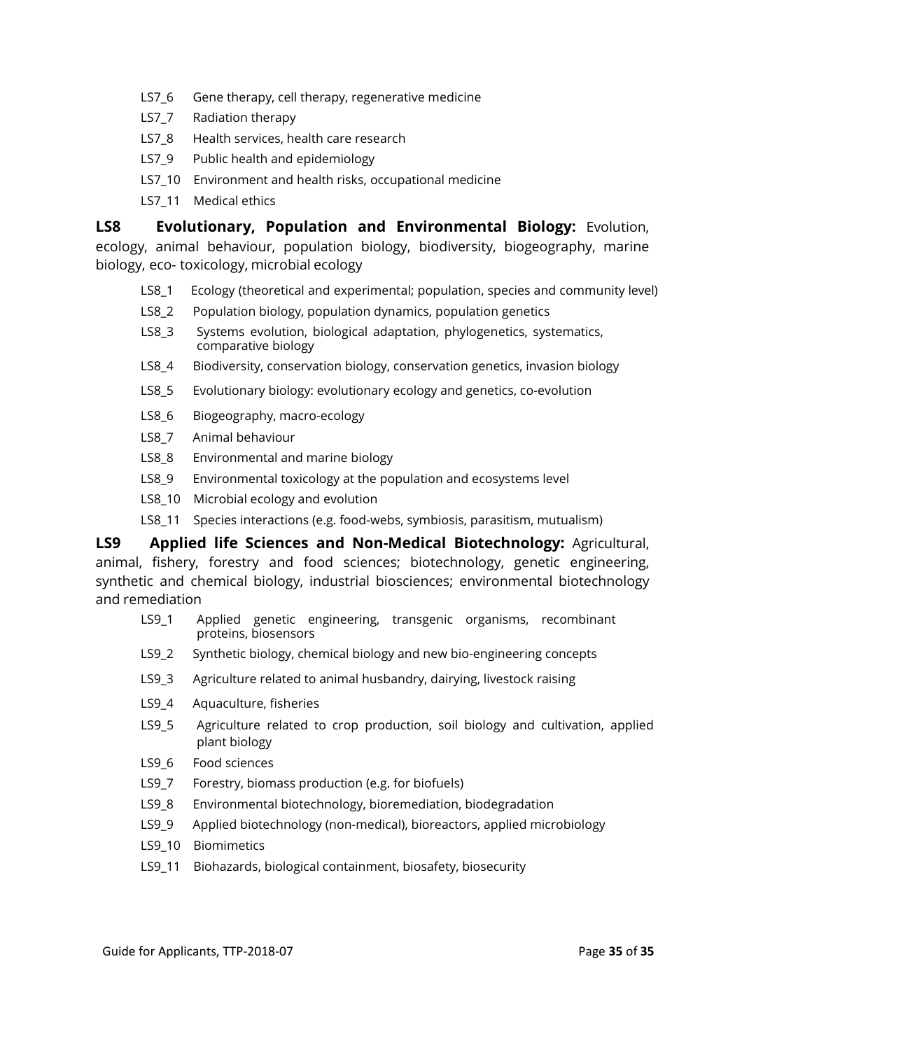- LS7_6 Gene therapy, cell therapy, regenerative medicine
- LS7_7 Radiation therapy
- LS7_8 Health services, health care research
- LS7_9 Public health and epidemiology
- LS7_10 Environment and health risks, occupational medicine
- LS7_11 Medical ethics

**LS8 Evolutionary, Population and Environmental Biology:** Evolution, ecology, animal behaviour, population biology, biodiversity, biogeography, marine biology, eco- toxicology, microbial ecology

- LS8_1 Ecology (theoretical and experimental; population, species and community level)
- LS8_2 Population biology, population dynamics, population genetics
- LS8_3 Systems evolution, biological adaptation, phylogenetics, systematics, comparative biology
- LS8_4 Biodiversity, conservation biology, conservation genetics, invasion biology
- LS8_5 Evolutionary biology: evolutionary ecology and genetics, co-evolution
- LS8_6 Biogeography, macro-ecology
- LS8_7 Animal behaviour
- LS8_8 Environmental and marine biology
- LS8_9 Environmental toxicology at the population and ecosystems level
- LS8_10 Microbial ecology and evolution
- LS8_11 Species interactions (e.g. food-webs, symbiosis, parasitism, mutualism)

**LS9 Applied life Sciences and Non-Medical Biotechnology:** Agricultural, animal, fishery, forestry and food sciences; biotechnology, genetic engineering, synthetic and chemical biology, industrial biosciences; environmental biotechnology and remediation

- LS9_1 Applied genetic engineering, transgenic organisms, recombinant proteins, biosensors
- LS9_2 Synthetic biology, chemical biology and new bio-engineering concepts
- LS9_3 Agriculture related to animal husbandry, dairying, livestock raising
- LS9_4 Aquaculture, fisheries
- LS9_5 Agriculture related to crop production, soil biology and cultivation, applied plant biology
- LS9_6 Food sciences
- LS9_7 Forestry, biomass production (e.g. for biofuels)
- LS9_8 Environmental biotechnology, bioremediation, biodegradation
- LS9_9 Applied biotechnology (non-medical), bioreactors, applied microbiology
- LS9_10 Biomimetics
- LS9_11 Biohazards, biological containment, biosafety, biosecurity